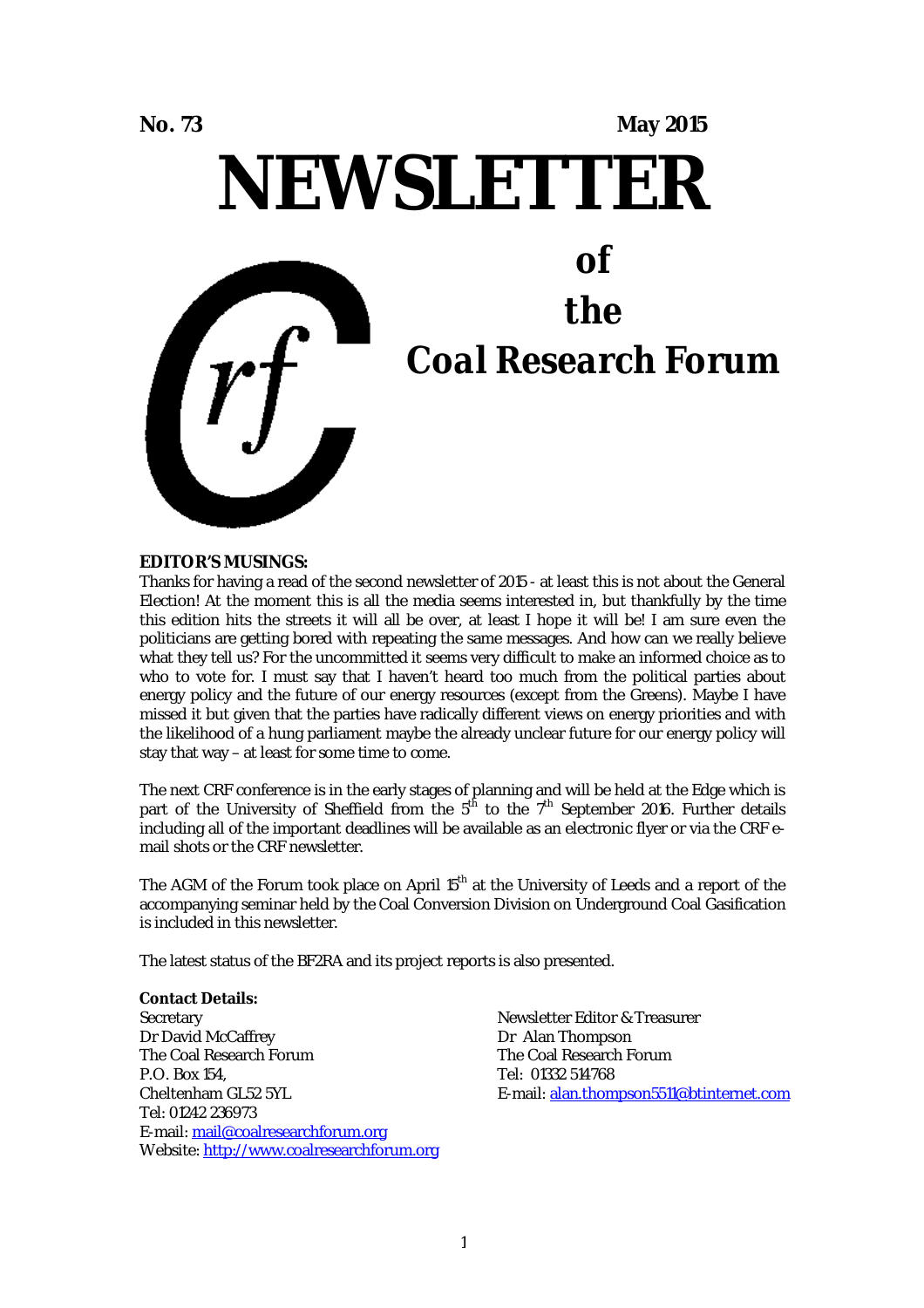**No. 73** **May 2015**

# NEWSLETTER

## *of the Coal Research Forum*

**EDITOR'S MUSINGS:**

Thanks for having a read of the second newsletter of 2015 - at least this is not about the General Election! At the moment this is all the media seems interested in, but thankfully by the time this edition hits the streets it will all be over, at least I hope it will be! I am sure even the politicians are getting bored with repeating the same messages. And how can we really believe what they tell us? For the uncommitted it seems very difficult to make an informed choice as to who to vote for. I must say that I haven't heard too much from the political parties about energy policy and the future of our energy resources (except from the Greens). Maybe I have missed it but given that the parties have radically different views on energy priorities and with the likelihood of a hung parliament maybe the already unclear future for our energy policy will stay that way – at least for some time to come.

The next CRF conference is in the early stages of planning and will be held at the Edge which is part of the University of Sheffield from the 5th to the 7th September 2016. Further details including all of the important deadlines will be available as an electronic flyer or via the CRF e-mail shots or the CRF newsletter.

The AGM of the Forum took place on April 15th at the University of Leeds and a report of the accompanying seminar held by the Coal Conversion Division on Underground Coal Gasification is included in this newsletter.

The latest status of the BF2RA and its project reports is also presented.

**Contact Details:**

Secretary
Dr David McCaffrey
The Coal Research Forum
P.O. Box 154,
Cheltenham GL52 5YL
Tel: 01242 236973
E-mail: mail@coalresearchforum.org
Website: http://www.coalresearchforum.org

Newsletter Editor & Treasurer
Dr Alan Thompson
The Coal Research Forum
Tel: 01332 514768
E-mail: alan.thompson5511@btinternet.com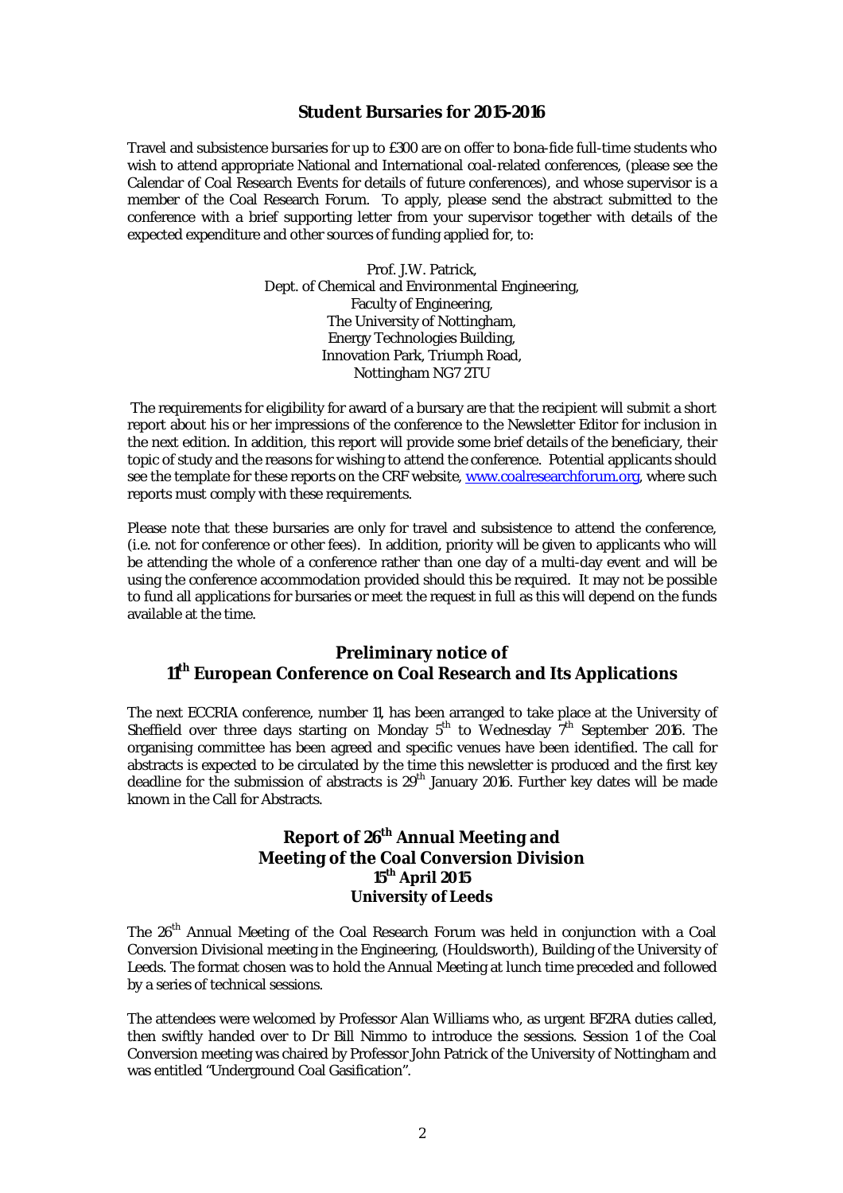## Student Bursaries for 2015-2016

Travel and subsistence bursaries for up to £300 are on offer to bona-fide full-time students who wish to attend appropriate National and International coal-related conferences, (please see the Calendar of Coal Research Events for details of future conferences), and whose supervisor is a member of the Coal Research Forum. To apply, please send the abstract submitted to the conference with a brief supporting letter from your supervisor together with details of the expected expenditure and other sources of funding applied for, to:

Prof. J.W. Patrick,
Dept. of Chemical and Environmental Engineering,
Faculty of Engineering,
The University of Nottingham,
Energy Technologies Building,
Innovation Park, Triumph Road,
Nottingham NG7 2TU

The requirements for eligibility for award of a bursary are that the recipient will submit a short report about his or her impressions of the conference to the Newsletter Editor for inclusion in the next edition. In addition, this report will provide some brief details of the beneficiary, their topic of study and the reasons for wishing to attend the conference. Potential applicants should see the template for these reports on the CRF website, www.coalresearchforum.org, where such reports must comply with these requirements.

Please note that these bursaries are only for travel and subsistence to attend the conference, (i.e. not for conference or other fees). In addition, priority will be given to applicants who will be attending the whole of a conference rather than one day of a multi-day event and will be using the conference accommodation provided should this be required. It may not be possible to fund all applications for bursaries or meet the request in full as this will depend on the funds available at the time.

## Preliminary notice of 11th European Conference on Coal Research and Its Applications

The next ECCRIA conference, number 11, has been arranged to take place at the University of Sheffield over three days starting on Monday 5th to Wednesday 7th September 2016. The organising committee has been agreed and specific venues have been identified. The call for abstracts is expected to be circulated by the time this newsletter is produced and the first key deadline for the submission of abstracts is 29th January 2016. Further key dates will be made known in the Call for Abstracts.

## Report of 26th Annual Meeting and Meeting of the Coal Conversion Division 15th April 2015 University of Leeds

The 26th Annual Meeting of the Coal Research Forum was held in conjunction with a Coal Conversion Divisional meeting in the Engineering, (Houldsworth), Building of the University of Leeds. The format chosen was to hold the Annual Meeting at lunch time preceded and followed by a series of technical sessions.

The attendees were welcomed by Professor Alan Williams who, as urgent BF2RA duties called, then swiftly handed over to Dr Bill Nimmo to introduce the sessions. Session 1 of the Coal Conversion meeting was chaired by Professor John Patrick of the University of Nottingham and was entitled "Underground Coal Gasification".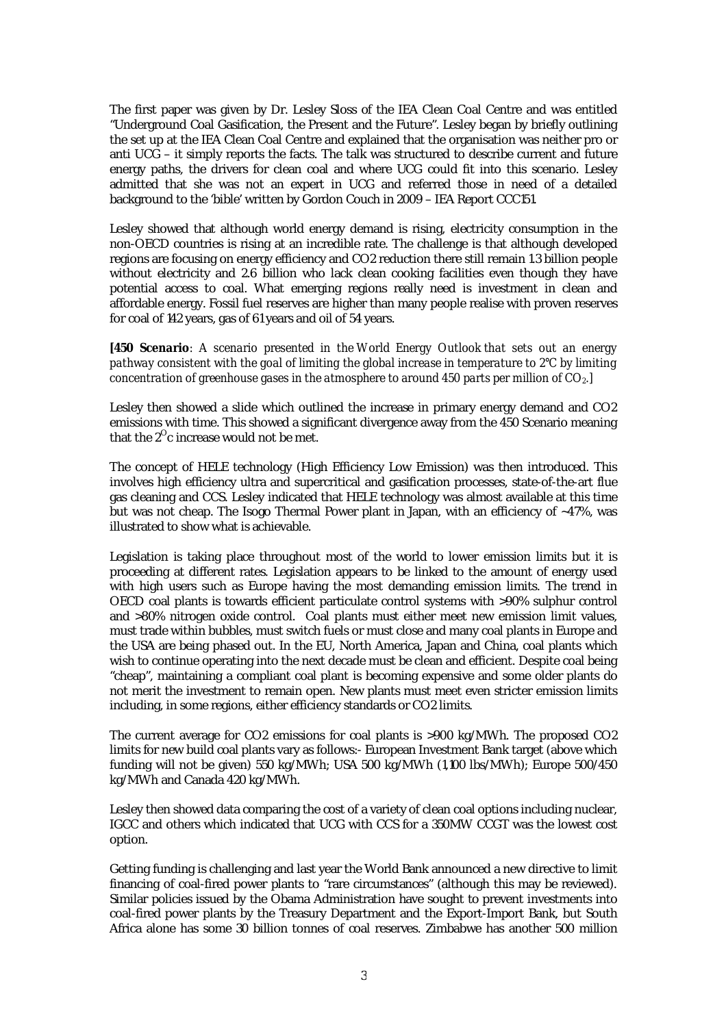The first paper was given by Dr. Lesley Sloss of the IEA Clean Coal Centre and was entitled "Underground Coal Gasification, the Present and the Future". Lesley began by briefly outlining the set up at the IEA Clean Coal Centre and explained that the organisation was neither pro or anti UCG – it simply reports the facts. The talk was structured to describe current and future energy paths, the drivers for clean coal and where UCG could fit into this scenario. Lesley admitted that she was not an expert in UCG and referred those in need of a detailed background to the 'bible' written by Gordon Couch in 2009 – IEA Report CCC151.

Lesley showed that although world energy demand is rising, electricity consumption in the non-OECD countries is rising at an incredible rate. The challenge is that although developed regions are focusing on energy efficiency and CO2 reduction there still remain 1.3 billion people without electricity and 2.6 billion who lack clean cooking facilities even though they have potential access to coal. What emerging regions really need is investment in clean and affordable energy. Fossil fuel reserves are higher than many people realise with proven reserves for coal of 142 years, gas of 61 years and oil of 54 years.

**[450 Scenario**: *A scenario presented in the World Energy Outlook that sets out an energy pathway consistent with the goal of limiting the global increase in temperature to 2°C by limiting concentration of greenhouse gases in the atmosphere to around 450 parts per million of* $CO_2$.]

Lesley then showed a slide which outlined the increase in primary energy demand and CO2 emissions with time. This showed a significant divergence away from the 450 Scenario meaning that the $2^{O}$c increase would not be met.

The concept of HELE technology (High Efficiency Low Emission) was then introduced. This involves high efficiency ultra and supercritical and gasification processes, state-of-the-art flue gas cleaning and CCS. Lesley indicated that HELE technology was almost available at this time but was not cheap. The Isogo Thermal Power plant in Japan, with an efficiency of ~47%, was illustrated to show what is achievable.

Legislation is taking place throughout most of the world to lower emission limits but it is proceeding at different rates. Legislation appears to be linked to the amount of energy used with high users such as Europe having the most demanding emission limits. The trend in OECD coal plants is towards efficient particulate control systems with >90% sulphur control and >80% nitrogen oxide control. Coal plants must either meet new emission limit values, must trade within bubbles, must switch fuels or must close and many coal plants in Europe and the USA are being phased out. In the EU, North America, Japan and China, coal plants which wish to continue operating into the next decade must be clean and efficient. Despite coal being "cheap", maintaining a compliant coal plant is becoming expensive and some older plants do not merit the investment to remain open. New plants must meet even stricter emission limits including, in some regions, either efficiency standards or CO2 limits.

The current average for CO2 emissions for coal plants is >900 kg/MWh. The proposed CO2 limits for new build coal plants vary as follows:- European Investment Bank target (above which funding will not be given) 550 kg/MWh; USA 500 kg/MWh (1,100 lbs/MWh); Europe 500/450 kg/MWh and Canada 420 kg/MWh.

Lesley then showed data comparing the cost of a variety of clean coal options including nuclear, IGCC and others which indicated that UCG with CCS for a 350MW CCGT was the lowest cost option.

Getting funding is challenging and last year the World Bank announced a new directive to limit financing of coal-fired power plants to "rare circumstances" (although this may be reviewed). Similar policies issued by the Obama Administration have sought to prevent investments into coal-fired power plants by the Treasury Department and the Export-Import Bank, but South Africa alone has some 30 billion tonnes of coal reserves. Zimbabwe has another 500 million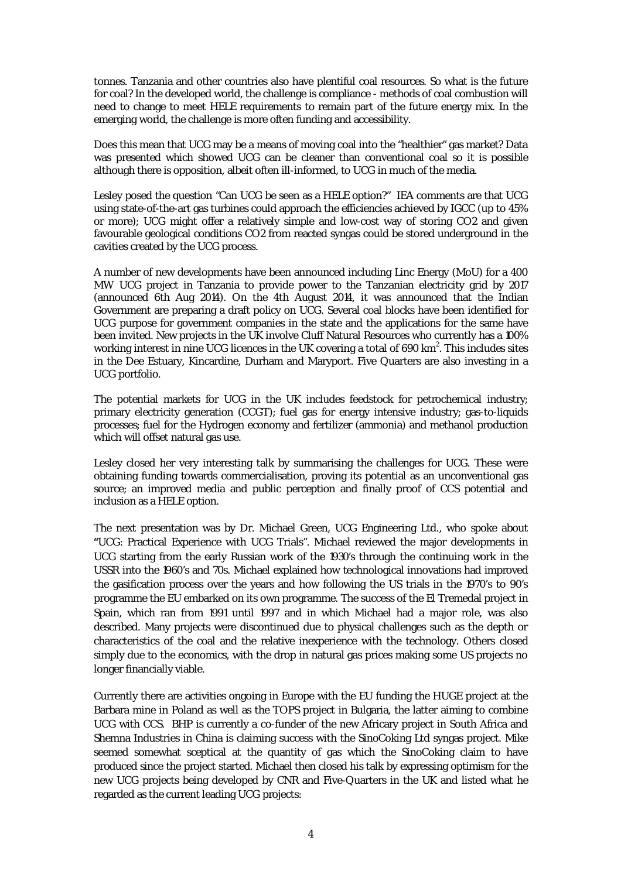tonnes. Tanzania and other countries also have plentiful coal resources. So what is the future for coal? In the developed world, the challenge is compliance - methods of coal combustion will need to change to meet HELE requirements to remain part of the future energy mix. In the emerging world, the challenge is more often funding and accessibility.

Does this mean that UCG may be a means of moving coal into the "healthier" gas market? Data was presented which showed UCG can be cleaner than conventional coal so it is possible although there is opposition, albeit often ill-informed, to UCG in much of the media.

Lesley posed the question "Can UCG be seen as a HELE option?" IEA comments are that UCG using state-of-the-art gas turbines could approach the efficiencies achieved by IGCC (up to 45% or more); UCG might offer a relatively simple and low-cost way of storing CO2 and given favourable geological conditions CO2 from reacted syngas could be stored underground in the cavities created by the UCG process.

A number of new developments have been announced including Linc Energy (MoU) for a 400 MW UCG project in Tanzania to provide power to the Tanzanian electricity grid by 2017 (announced 6th Aug 2014). On the 4th August 2014, it was announced that the Indian Government are preparing a draft policy on UCG. Several coal blocks have been identified for UCG purpose for government companies in the state and the applications for the same have been invited. New projects in the UK involve Cluff Natural Resources who currently has a 100% working interest in nine UCG licences in the UK covering a total of 690 $km^2$. This includes sites in the Dee Estuary, Kincardine, Durham and Maryport. Five Quarters are also investing in a UCG portfolio.

The potential markets for UCG in the UK includes feedstock for petrochemical industry; primary electricity generation (CCGT); fuel gas for energy intensive industry; gas-to-liquids processes; fuel for the Hydrogen economy and fertilizer (ammonia) and methanol production which will offset natural gas use.

Lesley closed her very interesting talk by summarising the challenges for UCG. These were obtaining funding towards commercialisation, proving its potential as an unconventional gas source; an improved media and public perception and finally proof of CCS potential and inclusion as a HELE option.

The next presentation was by Dr. Michael Green, UCG Engineering Ltd., who spoke about **"**UCG: Practical Experience with UCG Trials". Michael reviewed the major developments in UCG starting from the early Russian work of the 1930's through the continuing work in the USSR into the 1960's and 70s. Michael explained how technological innovations had improved the gasification process over the years and how following the US trials in the 1970's to 90's programme the EU embarked on its own programme. The success of the El Tremedal project in Spain, which ran from 1991 until 1997 and in which Michael had a major role, was also described. Many projects were discontinued due to physical challenges such as the depth or characteristics of the coal and the relative inexperience with the technology. Others closed simply due to the economics, with the drop in natural gas prices making some US projects no longer financially viable.

Currently there are activities ongoing in Europe with the EU funding the HUGE project at the Barbara mine in Poland as well as the TOPS project in Bulgaria, the latter aiming to combine UCG with CCS. BHP is currently a co-funder of the new Africary project in South Africa and Shemna Industries in China is claiming success with the SinoCoking Ltd syngas project. Mike seemed somewhat sceptical at the quantity of gas which the SinoCoking claim to have produced since the project started. Michael then closed his talk by expressing optimism for the new UCG projects being developed by CNR and Five-Quarters in the UK and listed what he regarded as the current leading UCG projects: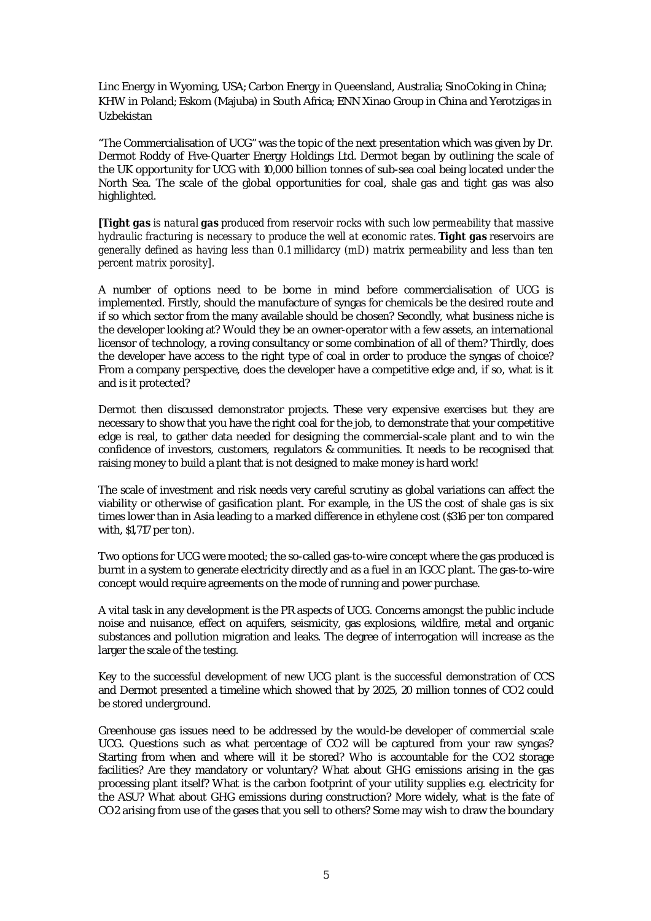Linc Energy in Wyoming, USA; Carbon Energy in Queensland, Australia; SinoCoking in China; KHW in Poland; Eskom (Majuba) in South Africa; ENN Xinao Group in China and Yerotzigas in Uzbekistan

"The Commercialisation of UCG" was the topic of the next presentation which was given by Dr. Dermot Roddy of Five-Quarter Energy Holdings Ltd. Dermot began by outlining the scale of the UK opportunity for UCG with 10,000 billion tonnes of sub-sea coal being located under the North Sea. The scale of the global opportunities for coal, shale gas and tight gas was also highlighted.

*[**Tight gas** is natural **gas** produced from reservoir rocks with such low permeability that massive hydraulic fracturing is necessary to produce the well at economic rates. **Tight gas** reservoirs are generally defined as having less than 0.1 millidarcy (mD) matrix permeability and less than ten percent matrix porosity].*

A number of options need to be borne in mind before commercialisation of UCG is implemented. Firstly, should the manufacture of syngas for chemicals be the desired route and if so which sector from the many available should be chosen? Secondly, what business niche is the developer looking at? Would they be an owner-operator with a few assets, an international licensor of technology, a roving consultancy or some combination of all of them? Thirdly, does the developer have access to the right type of coal in order to produce the syngas of choice? From a company perspective, does the developer have a competitive edge and, if so, what is it and is it protected?

Dermot then discussed demonstrator projects. These very expensive exercises but they are necessary to show that you have the right coal for the job, to demonstrate that your competitive edge is real, to gather data needed for designing the commercial-scale plant and to win the confidence of investors, customers, regulators & communities. It needs to be recognised that raising money to build a plant that is not designed to make money is hard work!

The scale of investment and risk needs very careful scrutiny as global variations can affect the viability or otherwise of gasification plant. For example, in the US the cost of shale gas is six times lower than in Asia leading to a marked difference in ethylene cost ($316 per ton compared with, $1,717 per ton).

Two options for UCG were mooted; the so-called gas-to-wire concept where the gas produced is burnt in a system to generate electricity directly and as a fuel in an IGCC plant. The gas-to-wire concept would require agreements on the mode of running and power purchase.

A vital task in any development is the PR aspects of UCG. Concerns amongst the public include noise and nuisance, effect on aquifers, seismicity, gas explosions, wildfire, metal and organic substances and pollution migration and leaks. The degree of interrogation will increase as the larger the scale of the testing.

Key to the successful development of new UCG plant is the successful demonstration of CCS and Dermot presented a timeline which showed that by 2025, 20 million tonnes of $CO_2$ could be stored underground.

Greenhouse gas issues need to be addressed by the would-be developer of commercial scale UCG. Questions such as what percentage of $CO_2$ will be captured from your raw syngas? Starting from when and where will it be stored? Who is accountable for the $CO_2$ storage facilities? Are they mandatory or voluntary? What about GHG emissions arising in the gas processing plant itself? What is the carbon footprint of your utility supplies e.g. electricity for the ASU? What about GHG emissions during construction? More widely, what is the fate of $CO_2$ arising from use of the gases that you sell to others? Some may wish to draw the boundary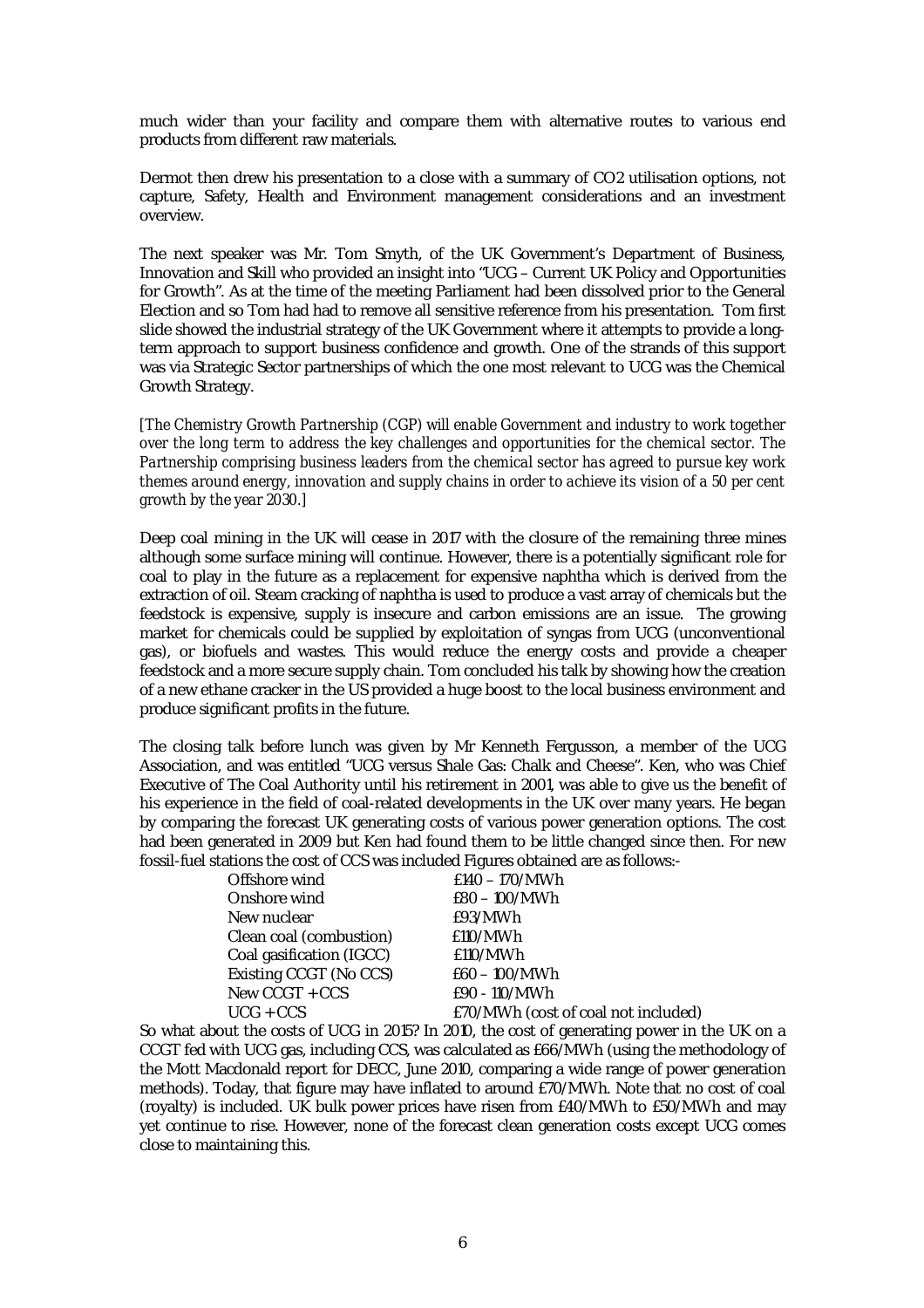much wider than your facility and compare them with alternative routes to various end products from different raw materials.

Dermot then drew his presentation to a close with a summary of CO2 utilisation options, not capture, Safety, Health and Environment management considerations and an investment overview.

The next speaker was Mr. Tom Smyth, of the UK Government's Department of Business, Innovation and Skill who provided an insight into "UCG – Current UK Policy and Opportunities for Growth". As at the time of the meeting Parliament had been dissolved prior to the General Election and so Tom had had to remove all sensitive reference from his presentation. Tom first slide showed the industrial strategy of the UK Government where it attempts to provide a long-term approach to support business confidence and growth. One of the strands of this support was via Strategic Sector partnerships of which the one most relevant to UCG was the Chemical Growth Strategy.

[*The Chemistry Growth Partnership (CGP) will enable Government and industry to work together over the long term to address the key challenges and opportunities for the chemical sector. The Partnership comprising business leaders from the chemical sector has agreed to pursue key work themes around energy, innovation and supply chains in order to achieve its vision of a 50 per cent growth by the year 2030.*]

Deep coal mining in the UK will cease in 2017 with the closure of the remaining three mines although some surface mining will continue. However, there is a potentially significant role for coal to play in the future as a replacement for expensive naphtha which is derived from the extraction of oil. Steam cracking of naphtha is used to produce a vast array of chemicals but the feedstock is expensive, supply is insecure and carbon emissions are an issue. The growing market for chemicals could be supplied by exploitation of syngas from UCG (unconventional gas), or biofuels and wastes. This would reduce the energy costs and provide a cheaper feedstock and a more secure supply chain. Tom concluded his talk by showing how the creation of a new ethane cracker in the US provided a huge boost to the local business environment and produce significant profits in the future.

The closing talk before lunch was given by Mr Kenneth Fergusson, a member of the UCG Association, and was entitled "UCG versus Shale Gas: Chalk and Cheese". Ken, who was Chief Executive of The Coal Authority until his retirement in 2001, was able to give us the benefit of his experience in the field of coal-related developments in the UK over many years. He began by comparing the forecast UK generating costs of various power generation options. The cost had been generated in 2009 but Ken had found them to be little changed since then. For new fossil-fuel stations the cost of CCS was included Figures obtained are as follows:-

| | |
|---|---|
| Offshore wind | £140 – 170/MWh |
| Onshore wind | £80 – 100/MWh |
| New nuclear | £93/MWh |
| Clean coal (combustion) | £110/MWh |
| Coal gasification (IGCC) | £110/MWh |
| Existing CCGT (No CCS) | £60 – 100/MWh |
| New CCGT + CCS | £90 - 110/MWh |
| UCG + CCS | £70/MWh (cost of coal not included) |

So what about the costs of UCG in 2015? In 2010, the cost of generating power in the UK on a CCGT fed with UCG gas, including CCS, was calculated as £66/MWh (using the methodology of the Mott Macdonald report for DECC, June 2010, comparing a wide range of power generation methods). Today, that figure may have inflated to around £70/MWh. Note that no cost of coal (royalty) is included. UK bulk power prices have risen from £40/MWh to £50/MWh and may yet continue to rise. However, none of the forecast clean generation costs except UCG comes close to maintaining this.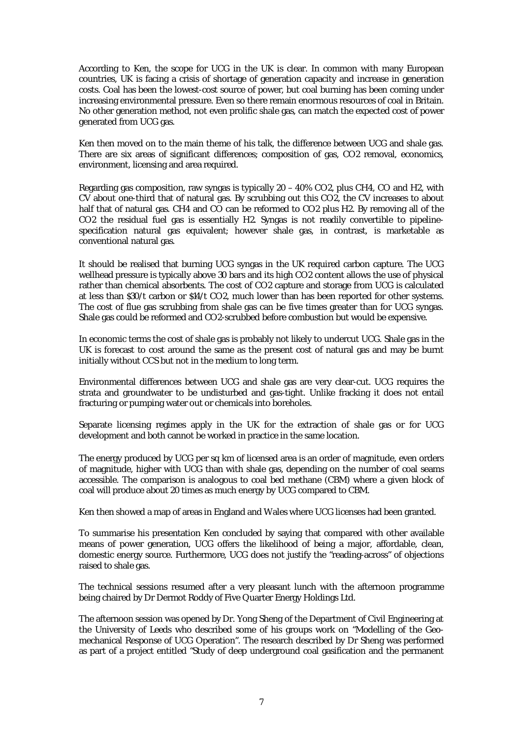According to Ken, the scope for UCG in the UK is clear. In common with many European countries, UK is facing a crisis of shortage of generation capacity and increase in generation costs. Coal has been the lowest-cost source of power, but coal burning has been coming under increasing environmental pressure. Even so there remain enormous resources of coal in Britain. No other generation method, not even prolific shale gas, can match the expected cost of power generated from UCG gas.

Ken then moved on to the main theme of his talk, the difference between UCG and shale gas. There are six areas of significant differences; composition of gas, $CO_2$ removal, economics, environment, licensing and area required.

Regarding gas composition, raw syngas is typically 20 – 40% $CO_2$, plus $CH_4$, CO and $H_2$, with CV about one-third that of natural gas. By scrubbing out this $CO_2$, the CV increases to about half that of natural gas. $CH_4$ and CO can be reformed to $CO_2$ plus $H_2$. By removing all of the $CO_2$ the residual fuel gas is essentially $H_2$. Syngas is not readily convertible to pipeline-specification natural gas equivalent; however shale gas, in contrast, is marketable as conventional natural gas.

It should be realised that burning UCG syngas in the UK required carbon capture. The UCG wellhead pressure is typically above 30 bars and its high $CO_2$ content allows the use of physical rather than chemical absorbents. The cost of $CO_2$ capture and storage from UCG is calculated at less than \$30/t carbon or \$14/t $CO_2$, much lower than has been reported for other systems. The cost of flue gas scrubbing from shale gas can be five times greater than for UCG syngas. Shale gas could be reformed and $CO_2$-scrubbed before combustion but would be expensive.

In economic terms the cost of shale gas is probably not likely to undercut UCG. Shale gas in the UK is forecast to cost around the same as the present cost of natural gas and may be burnt initially without CCS but not in the medium to long term.

Environmental differences between UCG and shale gas are very clear-cut. UCG requires the strata and groundwater to be undisturbed and gas-tight. Unlike fracking it does not entail fracturing or pumping water out or chemicals into boreholes.

Separate licensing regimes apply in the UK for the extraction of shale gas or for UCG development and both cannot be worked in practice in the same location.

The energy produced by UCG per sq km of licensed area is an order of magnitude, even orders of magnitude, higher with UCG than with shale gas, depending on the number of coal seams accessible. The comparison is analogous to coal bed methane (CBM) where a given block of coal will produce about 20 times as much energy by UCG compared to CBM.

Ken then showed a map of areas in England and Wales where UCG licenses had been granted.

To summarise his presentation Ken concluded by saying that compared with other available means of power generation, UCG offers the likelihood of being a major, affordable, clean, domestic energy source. Furthermore, UCG does not justify the "reading-across" of objections raised to shale gas.

The technical sessions resumed after a very pleasant lunch with the afternoon programme being chaired by Dr Dermot Roddy of Five Quarter Energy Holdings Ltd.

The afternoon session was opened by Dr. Yong Sheng of the Department of Civil Engineering at the University of Leeds who described some of his groups work on "Modelling of the Geo-mechanical Response of UCG Operation". The research described by Dr Sheng was performed as part of a project entitled "Study of deep underground coal gasification and the permanent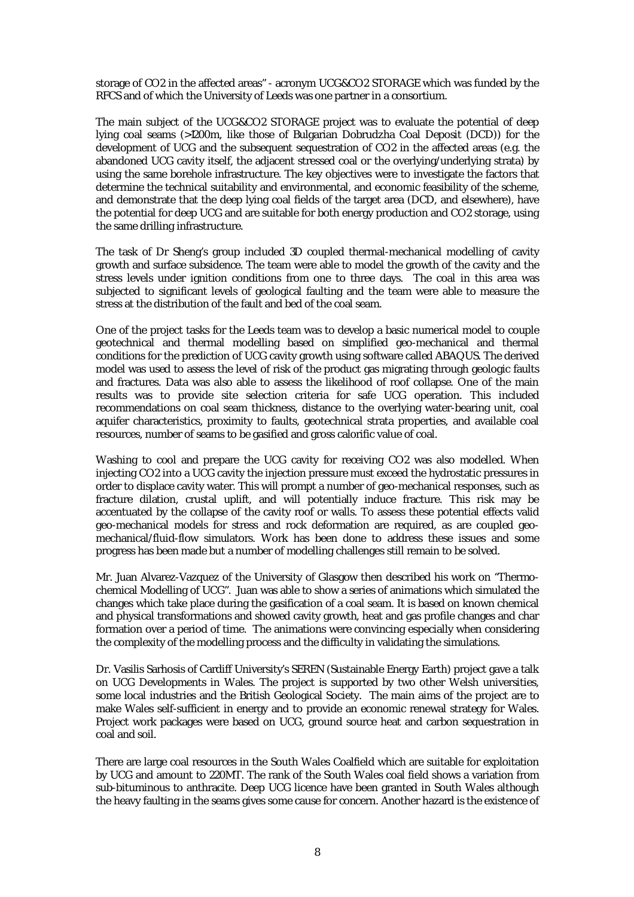storage of $CO_2$ in the affected areas" - acronym UCG&$CO_2$ STORAGE which was funded by the RFCS and of which the University of Leeds was one partner in a consortium.

The main subject of the UCG&$CO_2$ STORAGE project was to evaluate the potential of deep lying coal seams (>1200m, like those of Bulgarian Dobrudzha Coal Deposit (DCD)) for the development of UCG and the subsequent sequestration of $CO_2$ in the affected areas (e.g. the abandoned UCG cavity itself, the adjacent stressed coal or the overlying/underlying strata) by using the same borehole infrastructure. The key objectives were to investigate the factors that determine the technical suitability and environmental, and economic feasibility of the scheme, and demonstrate that the deep lying coal fields of the target area (DCD, and elsewhere), have the potential for deep UCG and are suitable for both energy production and $CO_2$ storage, using the same drilling infrastructure.

The task of Dr Sheng's group included 3D coupled thermal-mechanical modelling of cavity growth and surface subsidence. The team were able to model the growth of the cavity and the stress levels under ignition conditions from one to three days. The coal in this area was subjected to significant levels of geological faulting and the team were able to measure the stress at the distribution of the fault and bed of the coal seam.

One of the project tasks for the Leeds team was to develop a basic numerical model to couple geotechnical and thermal modelling based on simplified geo-mechanical and thermal conditions for the prediction of UCG cavity growth using software called ABAQUS. The derived model was used to assess the level of risk of the product gas migrating through geologic faults and fractures. Data was also able to assess the likelihood of roof collapse. One of the main results was to provide site selection criteria for safe UCG operation. This included recommendations on coal seam thickness, distance to the overlying water-bearing unit, coal aquifer characteristics, proximity to faults, geotechnical strata properties, and available coal resources, number of seams to be gasified and gross calorific value of coal.

Washing to cool and prepare the UCG cavity for receiving $CO_2$ was also modelled. When injecting $CO_2$ into a UCG cavity the injection pressure must exceed the hydrostatic pressures in order to displace cavity water. This will prompt a number of geo-mechanical responses, such as fracture dilation, crustal uplift, and will potentially induce fracture. This risk may be accentuated by the collapse of the cavity roof or walls. To assess these potential effects valid geo-mechanical models for stress and rock deformation are required, as are coupled geo-mechanical/fluid-flow simulators. Work has been done to address these issues and some progress has been made but a number of modelling challenges still remain to be solved.

Mr. Juan Alvarez-Vazquez of the University of Glasgow then described his work on "Thermo-chemical Modelling of UCG". Juan was able to show a series of animations which simulated the changes which take place during the gasification of a coal seam. It is based on known chemical and physical transformations and showed cavity growth, heat and gas profile changes and char formation over a period of time. The animations were convincing especially when considering the complexity of the modelling process and the difficulty in validating the simulations.

Dr. Vasilis Sarhosis of Cardiff University's SEREN (Sustainable Energy Earth) project gave a talk on UCG Developments in Wales. The project is supported by two other Welsh universities, some local industries and the British Geological Society. The main aims of the project are to make Wales self-sufficient in energy and to provide an economic renewal strategy for Wales. Project work packages were based on UCG, ground source heat and carbon sequestration in coal and soil.

There are large coal resources in the South Wales Coalfield which are suitable for exploitation by UCG and amount to 220MT. The rank of the South Wales coal field shows a variation from sub-bituminous to anthracite. Deep UCG licence have been granted in South Wales although the heavy faulting in the seams gives some cause for concern. Another hazard is the existence of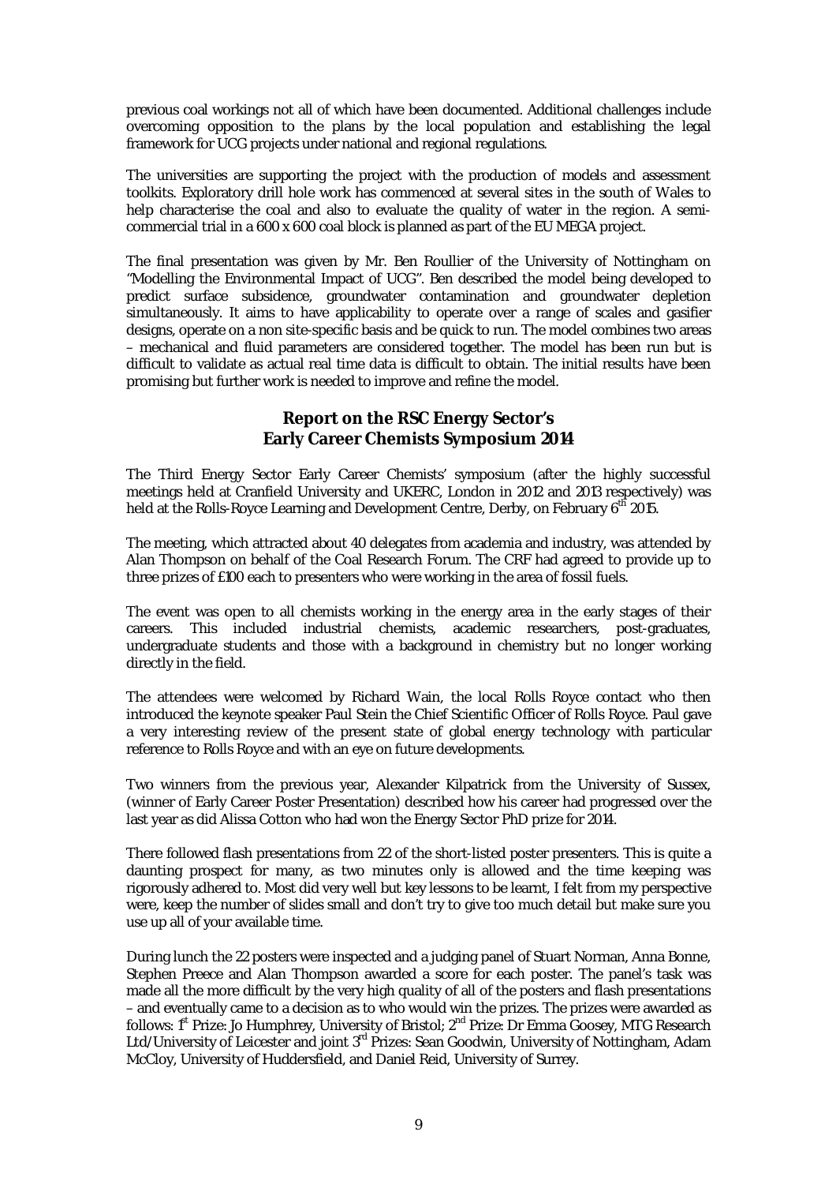previous coal workings not all of which have been documented. Additional challenges include overcoming opposition to the plans by the local population and establishing the legal framework for UCG projects under national and regional regulations.

The universities are supporting the project with the production of models and assessment toolkits. Exploratory drill hole work has commenced at several sites in the south of Wales to help characterise the coal and also to evaluate the quality of water in the region. A semi-commercial trial in a 600 x 600 coal block is planned as part of the EU MEGA project.

The final presentation was given by Mr. Ben Roullier of the University of Nottingham on "Modelling the Environmental Impact of UCG". Ben described the model being developed to predict surface subsidence, groundwater contamination and groundwater depletion simultaneously. It aims to have applicability to operate over a range of scales and gasifier designs, operate on a non site-specific basis and be quick to run. The model combines two areas – mechanical and fluid parameters are considered together. The model has been run but is difficult to validate as actual real time data is difficult to obtain. The initial results have been promising but further work is needed to improve and refine the model.

## Report on the RSC Energy Sector's Early Career Chemists Symposium 2014

The Third Energy Sector Early Career Chemists' symposium (after the highly successful meetings held at Cranfield University and UKERC, London in 2012 and 2013 respectively) was held at the Rolls-Royce Learning and Development Centre, Derby, on February 6th 2015.

The meeting, which attracted about 40 delegates from academia and industry, was attended by Alan Thompson on behalf of the Coal Research Forum. The CRF had agreed to provide up to three prizes of £100 each to presenters who were working in the area of fossil fuels.

The event was open to all chemists working in the energy area in the early stages of their careers. This included industrial chemists, academic researchers, post-graduates, undergraduate students and those with a background in chemistry but no longer working directly in the field.

The attendees were welcomed by Richard Wain, the local Rolls Royce contact who then introduced the keynote speaker Paul Stein the Chief Scientific Officer of Rolls Royce. Paul gave a very interesting review of the present state of global energy technology with particular reference to Rolls Royce and with an eye on future developments.

Two winners from the previous year, Alexander Kilpatrick from the University of Sussex, (winner of Early Career Poster Presentation) described how his career had progressed over the last year as did Alissa Cotton who had won the Energy Sector PhD prize for 2014.

There followed flash presentations from 22 of the short-listed poster presenters. This is quite a daunting prospect for many, as two minutes only is allowed and the time keeping was rigorously adhered to. Most did very well but key lessons to be learnt, I felt from my perspective were, keep the number of slides small and don't try to give too much detail but make sure you use up all of your available time.

During lunch the 22 posters were inspected and a judging panel of Stuart Norman, Anna Bonne, Stephen Preece and Alan Thompson awarded a score for each poster. The panel's task was made all the more difficult by the very high quality of all of the posters and flash presentations – and eventually came to a decision as to who would win the prizes. The prizes were awarded as follows: 1st Prize: Jo Humphrey, University of Bristol; 2nd Prize: Dr Emma Goosey, MTG Research Ltd/University of Leicester and joint 3rd Prizes: Sean Goodwin, University of Nottingham, Adam McCloy, University of Huddersfield, and Daniel Reid, University of Surrey.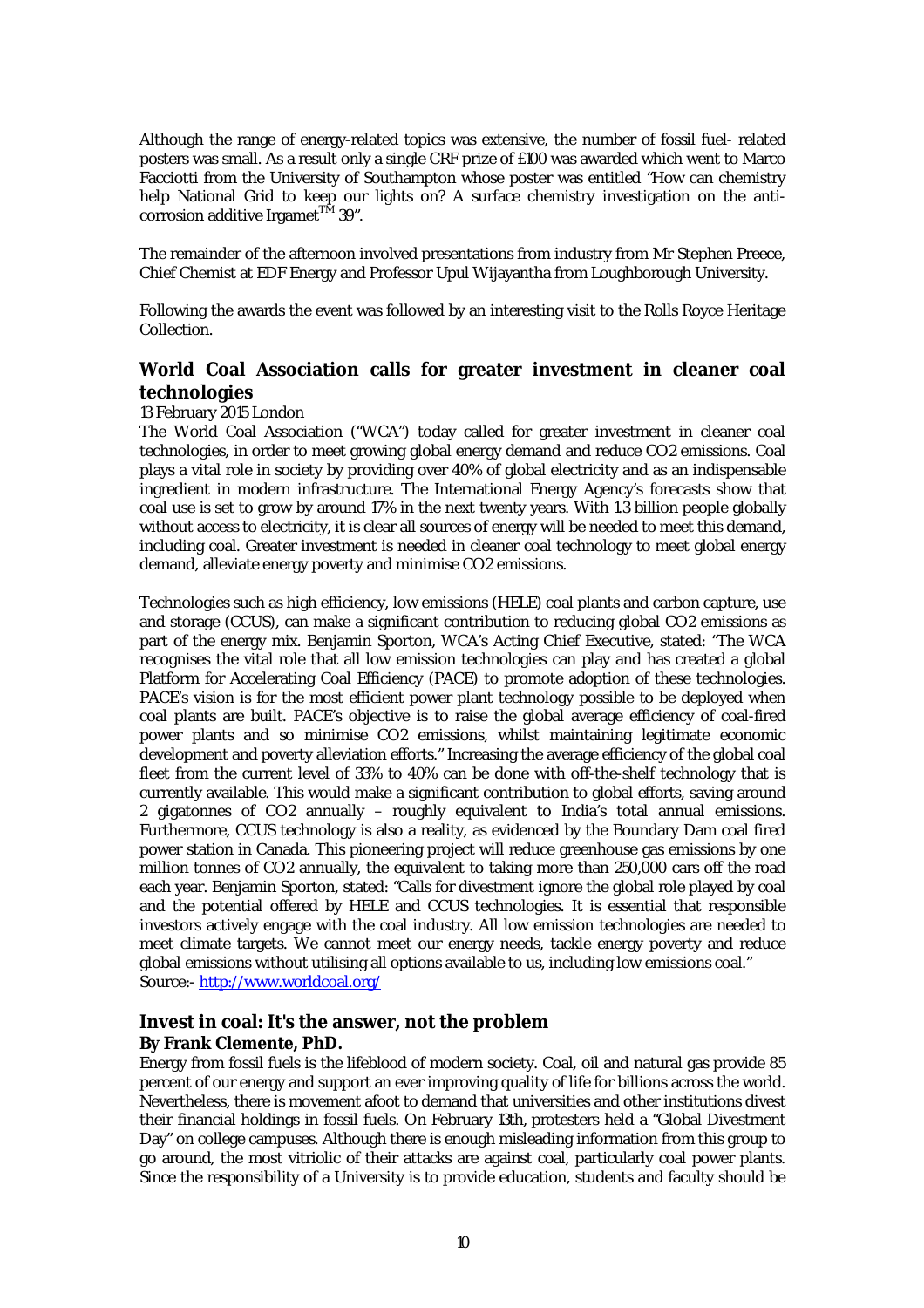Although the range of energy-related topics was extensive, the number of fossil fuel- related posters was small. As a result only a single CRF prize of £100 was awarded which went to Marco Facciotti from the University of Southampton whose poster was entitled "How can chemistry help National Grid to keep our lights on? A surface chemistry investigation on the anti-corrosion additive Irgamet$^{TM}$ 39".

The remainder of the afternoon involved presentations from industry from Mr Stephen Preece, Chief Chemist at EDF Energy and Professor Upul Wijayantha from Loughborough University.

Following the awards the event was followed by an interesting visit to the Rolls Royce Heritage Collection.

## World Coal Association calls for greater investment in cleaner coal technologies

13 February 2015 London

The World Coal Association ("WCA") today called for greater investment in cleaner coal technologies, in order to meet growing global energy demand and reduce CO2 emissions. Coal plays a vital role in society by providing over 40% of global electricity and as an indispensable ingredient in modern infrastructure. The International Energy Agency's forecasts show that coal use is set to grow by around 17% in the next twenty years. With 1.3 billion people globally without access to electricity, it is clear all sources of energy will be needed to meet this demand, including coal. Greater investment is needed in cleaner coal technology to meet global energy demand, alleviate energy poverty and minimise CO2 emissions.

Technologies such as high efficiency, low emissions (HELE) coal plants and carbon capture, use and storage (CCUS), can make a significant contribution to reducing global CO2 emissions as part of the energy mix. Benjamin Sporton, WCA's Acting Chief Executive, stated: "The WCA recognises the vital role that all low emission technologies can play and has created a global Platform for Accelerating Coal Efficiency (PACE) to promote adoption of these technologies. PACE's vision is for the most efficient power plant technology possible to be deployed when coal plants are built. PACE's objective is to raise the global average efficiency of coal-fired power plants and so minimise CO2 emissions, whilst maintaining legitimate economic development and poverty alleviation efforts." Increasing the average efficiency of the global coal fleet from the current level of 33% to 40% can be done with off-the-shelf technology that is currently available. This would make a significant contribution to global efforts, saving around 2 gigatonnes of CO2 annually – roughly equivalent to India's total annual emissions. Furthermore, CCUS technology is also a reality, as evidenced by the Boundary Dam coal fired power station in Canada. This pioneering project will reduce greenhouse gas emissions by one million tonnes of CO2 annually, the equivalent to taking more than 250,000 cars off the road each year. Benjamin Sporton, stated: "Calls for divestment ignore the global role played by coal and the potential offered by HELE and CCUS technologies. It is essential that responsible investors actively engage with the coal industry. All low emission technologies are needed to meet climate targets. We cannot meet our energy needs, tackle energy poverty and reduce global emissions without utilising all options available to us, including low emissions coal."

Source:- [http://www.worldcoal.org/](http://www.worldcoal.org/)

## Invest in coal: It's the answer, not the problem

**By Frank Clemente, PhD.**

Energy from fossil fuels is the lifeblood of modern society. Coal, oil and natural gas provide 85 percent of our energy and support an ever improving quality of life for billions across the world. Nevertheless, there is movement afoot to demand that universities and other institutions divest their financial holdings in fossil fuels. On February 13th, protesters held a "Global Divestment Day" on college campuses. Although there is enough misleading information from this group to go around, the most vitriolic of their attacks are against coal, particularly coal power plants. Since the responsibility of a University is to provide education, students and faculty should be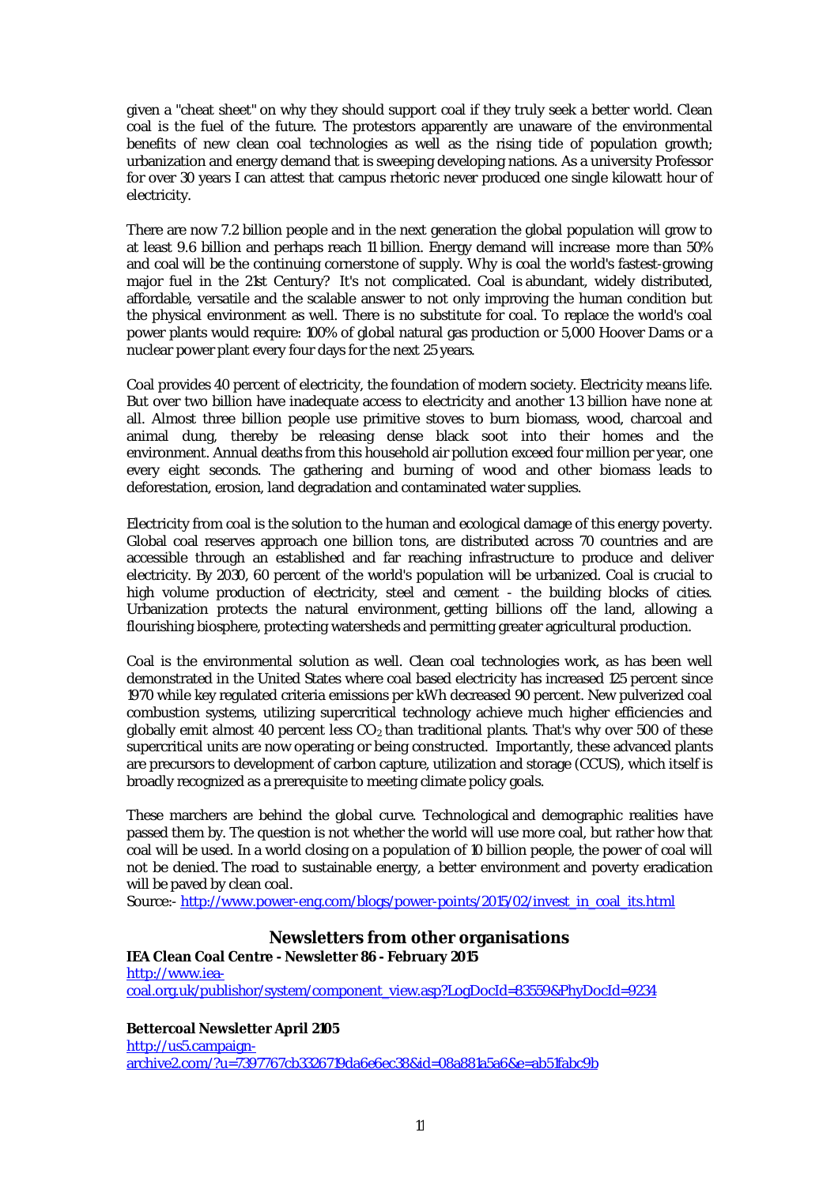given a "cheat sheet" on why they should support coal if they truly seek a better world. Clean coal is the fuel of the future. The protestors apparently are unaware of the environmental benefits of new clean coal technologies as well as the rising tide of population growth; urbanization and energy demand that is sweeping developing nations. As a university Professor for over 30 years I can attest that campus rhetoric never produced one single kilowatt hour of electricity.

There are now 7.2 billion people and in the next generation the global population will grow to at least 9.6 billion and perhaps reach 11 billion. Energy demand will increase more than 50% and coal will be the continuing cornerstone of supply. Why is coal the world's fastest-growing major fuel in the 21st Century? It's not complicated. Coal is abundant, widely distributed, affordable, versatile and the scalable answer to not only improving the human condition but the physical environment as well. There is no substitute for coal. To replace the world's coal power plants would require: 100% of global natural gas production or 5,000 Hoover Dams or a nuclear power plant every four days for the next 25 years.

Coal provides 40 percent of electricity, the foundation of modern society. Electricity means life. But over two billion have inadequate access to electricity and another 1.3 billion have none at all. Almost three billion people use primitive stoves to burn biomass, wood, charcoal and animal dung, thereby be releasing dense black soot into their homes and the environment. Annual deaths from this household air pollution exceed four million per year, one every eight seconds. The gathering and burning of wood and other biomass leads to deforestation, erosion, land degradation and contaminated water supplies.

Electricity from coal is the solution to the human and ecological damage of this energy poverty. Global coal reserves approach one billion tons, are distributed across 70 countries and are accessible through an established and far reaching infrastructure to produce and deliver electricity. By 2030, 60 percent of the world's population will be urbanized. Coal is crucial to high volume production of electricity, steel and cement - the building blocks of cities. Urbanization protects the natural environment, getting billions off the land, allowing a flourishing biosphere, protecting watersheds and permitting greater agricultural production.

Coal is the environmental solution as well. Clean coal technologies work, as has been well demonstrated in the United States where coal based electricity has increased 125 percent since 1970 while key regulated criteria emissions per kWh decreased 90 percent. New pulverized coal combustion systems, utilizing supercritical technology achieve much higher efficiencies and globally emit almost 40 percent less $CO_2$ than traditional plants. That's why over 500 of these supercritical units are now operating or being constructed. Importantly, these advanced plants are precursors to development of carbon capture, utilization and storage (CCUS), which itself is broadly recognized as a prerequisite to meeting climate policy goals.

These marchers are behind the global curve. Technological and demographic realities have passed them by. The question is not whether the world will use more coal, but rather how that coal will be used. In a world closing on a population of 10 billion people, the power of coal will not be denied. The road to sustainable energy, a better environment and poverty eradication will be paved by clean coal.
Source:- http://www.power-eng.com/blogs/power-points/2015/02/invest_in_coal_its.html

## Newsletters from other organisations

**IEA Clean Coal Centre - Newsletter 86 - February 2015**
http://www.iea-coal.org.uk/publishor/system/component_view.asp?LogDocId=83559&PhyDocId=9234

**Bettercoal Newsletter April 2105**
http://us5.campaign-archive2.com/?u=7397767cb3326719da6e6ec38&id=08a881a5a6&e=ab51fabc9b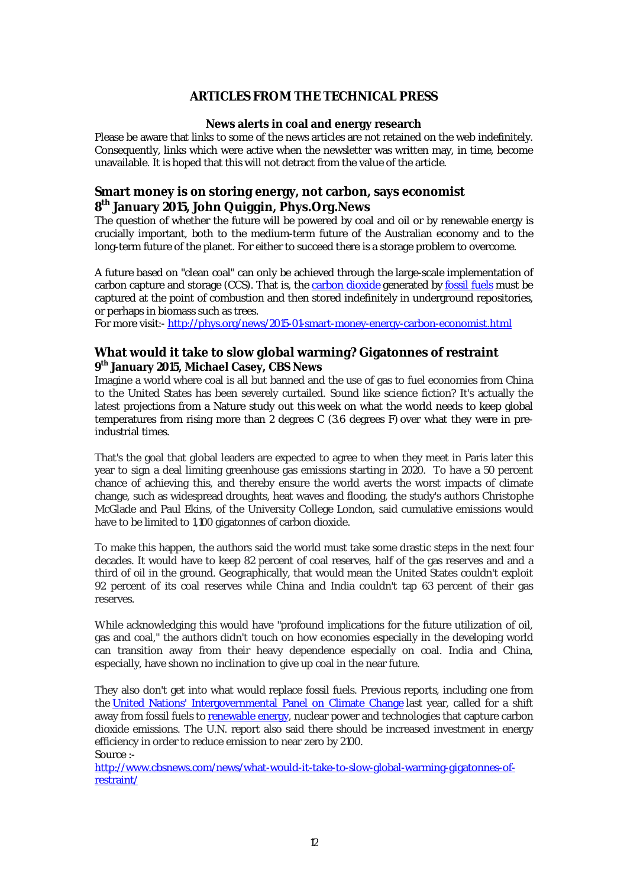# ARTICLES FROM THE TECHNICAL PRESS

## News alerts in coal and energy research

Please be aware that links to some of the news articles are not retained on the web indefinitely. Consequently, links which were active when the newsletter was written may, in time, become unavailable. It is hoped that this will not detract from the value of the article.

### Smart money is on storing energy, not carbon, says economist

**8th January 2015, John Quiggin, Phys.Org.News**

The question of whether the future will be powered by coal and oil or by renewable energy is crucially important, both to the medium-term future of the Australian economy and to the long-term future of the planet. For either to succeed there is a storage problem to overcome.

A future based on "clean coal" can only be achieved through the large-scale implementation of carbon capture and storage (CCS). That is, the carbon dioxide generated by fossil fuels must be captured at the point of combustion and then stored indefinitely in underground repositories, or perhaps in biomass such as trees.

For more visit:- http://phys.org/news/2015-01-smart-money-energy-carbon-economist.html

### What would it take to slow global warming? Gigatonnes of restraint

**9th January 2015, Michael Casey, CBS News**

Imagine a world where coal is all but banned and the use of gas to fuel economies from China to the United States has been severely curtailed. Sound like science fiction? It's actually the latest projections from a Nature study out this week on what the world needs to keep global temperatures from rising more than 2 degrees C (3.6 degrees F) over what they were in pre-industrial times.

That's the goal that global leaders are expected to agree to when they meet in Paris later this year to sign a deal limiting greenhouse gas emissions starting in 2020. To have a 50 percent chance of achieving this, and thereby ensure the world averts the worst impacts of climate change, such as widespread droughts, heat waves and flooding, the study's authors Christophe McGlade and Paul Ekins, of the University College London, said cumulative emissions would have to be limited to 1,100 gigatonnes of carbon dioxide.

To make this happen, the authors said the world must take some drastic steps in the next four decades. It would have to keep 82 percent of coal reserves, half of the gas reserves and and a third of oil in the ground. Geographically, that would mean the United States couldn't exploit 92 percent of its coal reserves while China and India couldn't tap 63 percent of their gas reserves.

While acknowledging this would have "profound implications for the future utilization of oil, gas and coal," the authors didn't touch on how economies especially in the developing world can transition away from their heavy dependence especially on coal. India and China, especially, have shown no inclination to give up coal in the near future.

They also don't get into what would replace fossil fuels. Previous reports, including one from the United Nations' Intergovernmental Panel on Climate Change last year, called for a shift away from fossil fuels to renewable energy, nuclear power and technologies that capture carbon dioxide emissions. The U.N. report also said there should be increased investment in energy efficiency in order to reduce emission to near zero by 2100.

Source :-

http://www.cbsnews.com/news/what-would-it-take-to-slow-global-warming-gigatonnes-of-restraint/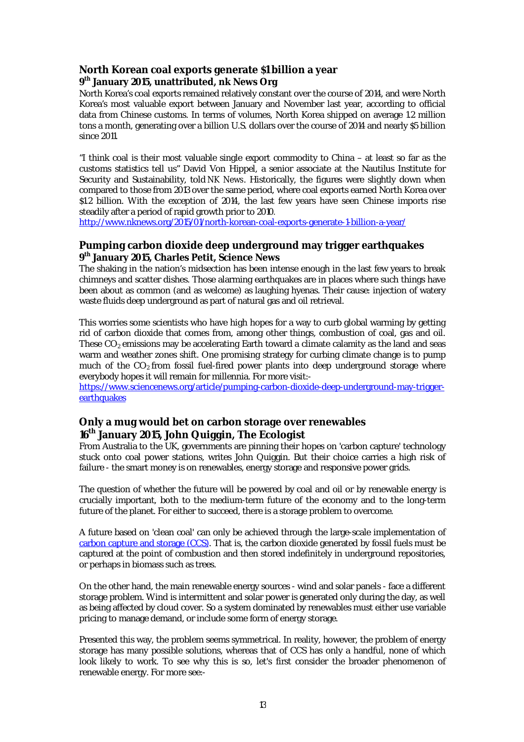### North Korean coal exports generate $1 billion a year

**9th January 2015, unattributed, nk News Org**

North Korea's coal exports remained relatively constant over the course of 2014, and were North Korea's most valuable export between January and November last year, according to official data from Chinese customs. In terms of volumes, North Korea shipped on average 1.2 million tons a month, generating over a billion U.S. dollars over the course of 2014 and nearly $5 billion since 2011.

"I think coal is their most valuable single export commodity to China – at least so far as the customs statistics tell us" David Von Hippel, a senior associate at the Nautilus Institute for Security and Sustainability, told *NK News*. Historically, the figures were slightly down when compared to those from 2013 over the same period, where coal exports earned North Korea over $1.2 billion. With the exception of 2014, the last few years have seen Chinese imports rise steadily after a period of rapid growth prior to 2010.

http://www.nknews.org/2015/01/north-korean-coal-exports-generate-1-billion-a-year/

### Pumping carbon dioxide deep underground may trigger earthquakes

**9th January 2015, Charles Petit, Science News**

The shaking in the nation's midsection has been intense enough in the last few years to break chimneys and scatter dishes. Those alarming earthquakes are in places where such things have been about as common (and as welcome) as laughing hyenas. Their cause: injection of watery waste fluids deep underground as part of natural gas and oil retrieval.

This worries some scientists who have high hopes for a way to curb global warming by getting rid of carbon dioxide that comes from, among other things, combustion of coal, gas and oil. These $CO_2$ emissions may be accelerating Earth toward a climate calamity as the land and seas warm and weather zones shift. One promising strategy for curbing climate change is to pump much of the $CO_2$ from fossil fuel-fired power plants into deep underground storage where everybody hopes it will remain for millennia. For more visit:-

https://www.sciencenews.org/article/pumping-carbon-dioxide-deep-underground-may-trigger-earthquakes

### Only a mug would bet on carbon storage over renewables

**16th January 2015, John Quiggin, The Ecologist**

From Australia to the UK, governments are pinning their hopes on 'carbon capture' technology stuck onto coal power stations, writes John Quiggin. But their choice carries a high risk of failure - the smart money is on renewables, energy storage and responsive power grids.

The question of whether the future will be powered by coal and oil or by renewable energy is crucially important, both to the medium-term future of the economy and to the long-term future of the planet. For either to succeed, there is a storage problem to overcome.

A future based on 'clean coal' can only be achieved through the large-scale implementation of carbon capture and storage (CCS). That is, the carbon dioxide generated by fossil fuels must be captured at the point of combustion and then stored indefinitely in underground repositories, or perhaps in biomass such as trees.

On the other hand, the main renewable energy sources - wind and solar panels - face a different storage problem. Wind is intermittent and solar power is generated only during the day, as well as being affected by cloud cover. So a system dominated by renewables must either use variable pricing to manage demand, or include some form of energy storage.

Presented this way, the problem seems symmetrical. In reality, however, the problem of energy storage has many possible solutions, whereas that of CCS has only a handful, none of which look likely to work. To see why this is so, let's first consider the broader phenomenon of renewable energy. For more see:-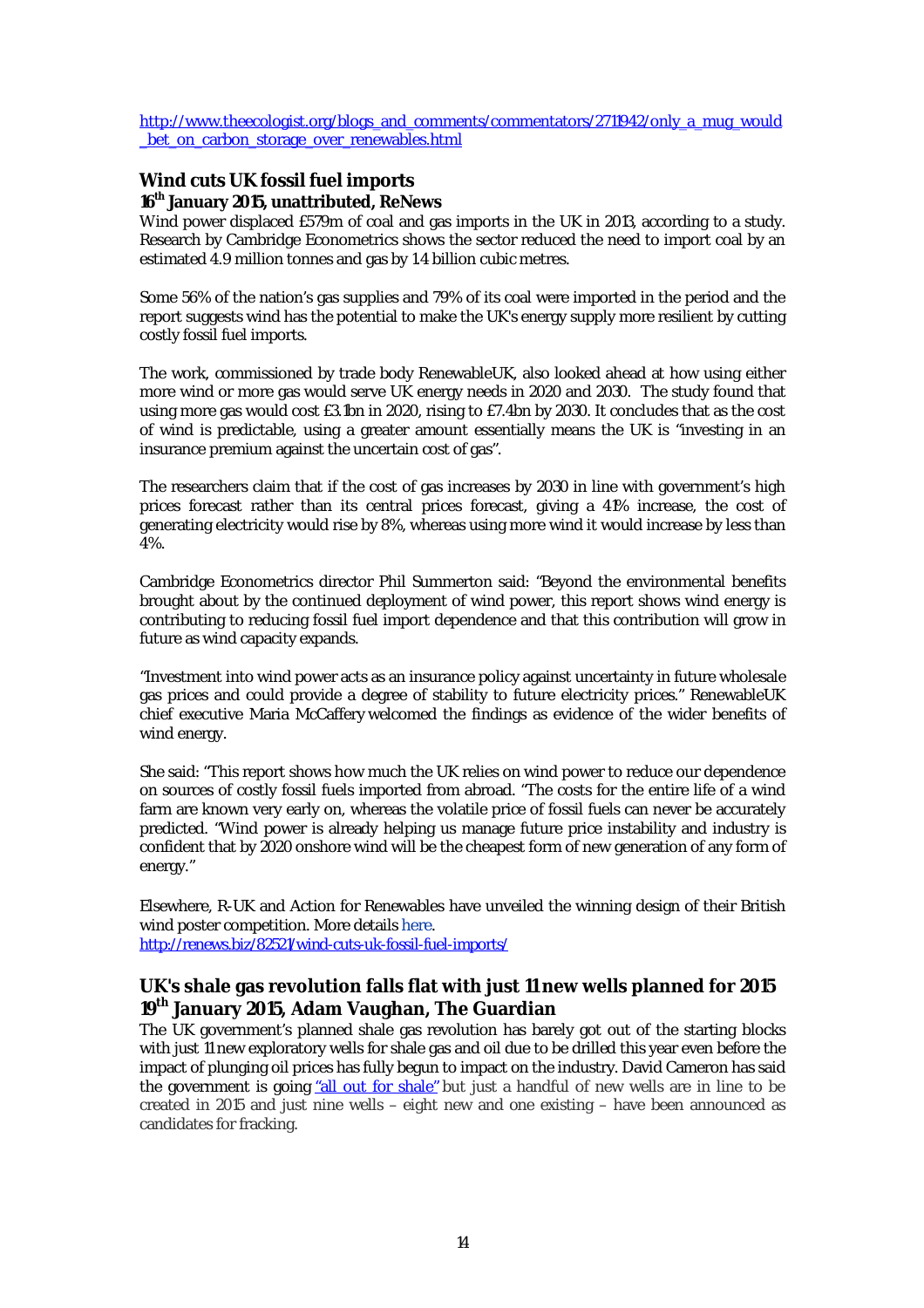http://www.theecologist.org/blogs_and_comments/commentators/2711942/only_a_mug_would_bet_on_carbon_storage_over_renewables.html

## Wind cuts UK fossil fuel imports

**16th January 2015, unattributed, ReNews**

Wind power displaced £579m of coal and gas imports in the UK in 2013, according to a study. Research by Cambridge Econometrics shows the sector reduced the need to import coal by an estimated 4.9 million tonnes and gas by 1.4 billion cubic metres.

Some 56% of the nation's gas supplies and 79% of its coal were imported in the period and the report suggests wind has the potential to make the UK's energy supply more resilient by cutting costly fossil fuel imports.

The work, commissioned by trade body RenewableUK, also looked ahead at how using either more wind or more gas would serve UK energy needs in 2020 and 2030. The study found that using more gas would cost £3.1bn in 2020, rising to £7.4bn by 2030. It concludes that as the cost of wind is predictable, using a greater amount essentially means the UK is "investing in an insurance premium against the uncertain cost of gas".

The researchers claim that if the cost of gas increases by 2030 in line with government's high prices forecast rather than its central prices forecast, giving a 41% increase, the cost of generating electricity would rise by 8%, whereas using more wind it would increase by less than 4%.

Cambridge Econometrics director Phil Summerton said: "Beyond the environmental benefits brought about by the continued deployment of wind power, this report shows wind energy is contributing to reducing fossil fuel import dependence and that this contribution will grow in future as wind capacity expands.

"Investment into wind power acts as an insurance policy against uncertainty in future wholesale gas prices and could provide a degree of stability to future electricity prices." RenewableUK chief executive Maria McCaffery welcomed the findings as evidence of the wider benefits of wind energy.

She said: "This report shows how much the UK relies on wind power to reduce our dependence on sources of costly fossil fuels imported from abroad. "The costs for the entire life of a wind farm are known very early on, whereas the volatile price of fossil fuels can never be accurately predicted. "Wind power is already helping us manage future price instability and industry is confident that by 2020 onshore wind will be the cheapest form of new generation of any form of energy."

Elsewhere, R-UK and Action for Renewables have unveiled the winning design of their British wind poster competition. More details here.
http://renews.biz/82521/wind-cuts-uk-fossil-fuel-imports/

## UK's shale gas revolution falls flat with just 11 new wells planned for 2015

**19th January 2015, Adam Vaughan, The Guardian**

The UK government's planned shale gas revolution has barely got out of the starting blocks with just 11 new exploratory wells for shale gas and oil due to be drilled this year even before the impact of plunging oil prices has fully begun to impact on the industry. David Cameron has said the government is going "all out for shale" but just a handful of new wells are in line to be created in 2015 and just nine wells – eight new and one existing – have been announced as candidates for fracking.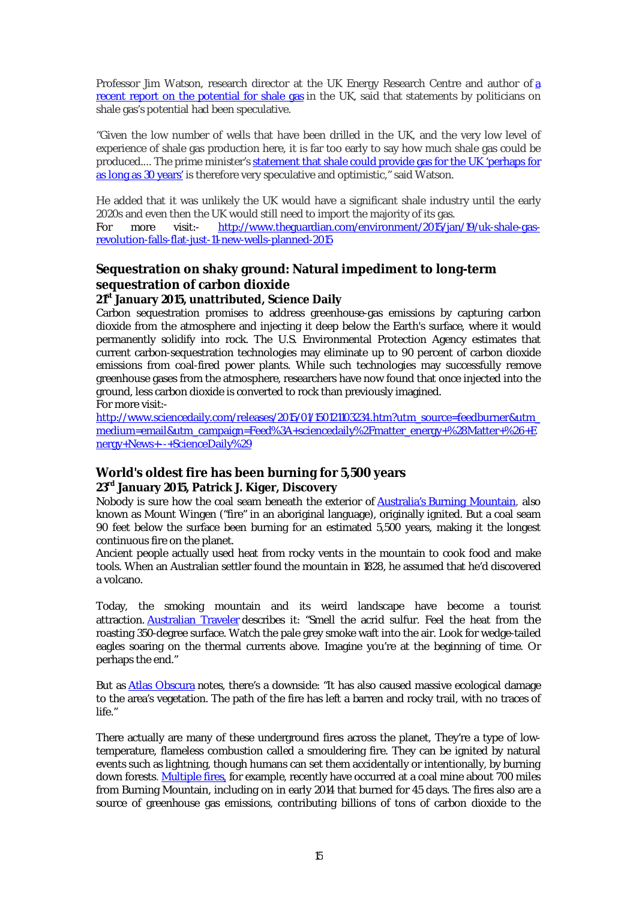Professor Jim Watson, research director at the UK Energy Research Centre and author of [a recent report on the potential for shale gas] in the UK, said that statements by politicians on shale gas's potential had been speculative.

"Given the low number of wells that have been drilled in the UK, and the very low level of experience of shale gas production here, it is far too early to say how much shale gas could be produced.... The prime minister's [statement that shale could provide gas for the UK 'perhaps for as long as 30 years'] is therefore very speculative and optimistic," said Watson.

He added that it was unlikely the UK would have a significant shale industry until the early 2020s and even then the UK would still need to import the majority of its gas.
For more visit:- http://www.theguardian.com/environment/2015/jan/19/uk-shale-gas-revolution-falls-flat-just-11-new-wells-planned-2015

## Sequestration on shaky ground: Natural impediment to long-term sequestration of carbon dioxide

**21st January 2015, unattributed, Science Daily**

Carbon sequestration promises to address greenhouse-gas emissions by capturing carbon dioxide from the atmosphere and injecting it deep below the Earth's surface, where it would permanently solidify into rock. The U.S. Environmental Protection Agency estimates that current carbon-sequestration technologies may eliminate up to 90 percent of carbon dioxide emissions from coal-fired power plants. While such technologies may successfully remove greenhouse gases from the atmosphere, researchers have now found that once injected into the ground, less carbon dioxide is converted to rock than previously imagined.
For more visit:-
http://www.sciencedaily.com/releases/2015/01/150121103234.htm?utm_source=feedburner&utm_medium=email&utm_campaign=Feed%3A+sciencedaily%2Fmatter_energy+%28Matter+%26+Energy+News+-+ScienceDaily%29

## World's oldest fire has been burning for 5,500 years

**23rd January 2015, Patrick J. Kiger, Discovery**

Nobody is sure how the coal seam beneath the exterior of [Australia's Burning Mountain], also known as Mount Wingen ("fire" in an aboriginal language), originally ignited. But a coal seam 90 feet below the surface been burning for an estimated 5,500 years, making it the longest continuous fire on the planet.
Ancient people actually used heat from rocky vents in the mountain to cook food and make tools. When an Australian settler found the mountain in 1828, he assumed that he'd discovered a volcano.

Today, the smoking mountain and its weird landscape have become a tourist attraction. [Australian Traveler] describes it: "Smell the acrid sulfur. Feel the heat from the roasting 350-degree surface. Watch the pale grey smoke waft into the air. Look for wedge-tailed eagles soaring on the thermal currents above. Imagine you're at the beginning of time. Or perhaps the end."

But as [Atlas Obscura] notes, there's a downside: "It has also caused massive ecological damage to the area's vegetation. The path of the fire has left a barren and rocky trail, with no traces of life."

There actually are many of these underground fires across the planet, They're a type of low-temperature, flameless combustion called a smouldering fire. They can be ignited by natural events such as lightning, though humans can set them accidentally or intentionally, by burning down forests. [Multiple fires], for example, recently have occurred at a coal mine about 700 miles from Burning Mountain, including on in early 2014 that burned for 45 days. The fires also are a source of greenhouse gas emissions, contributing billions of tons of carbon dioxide to the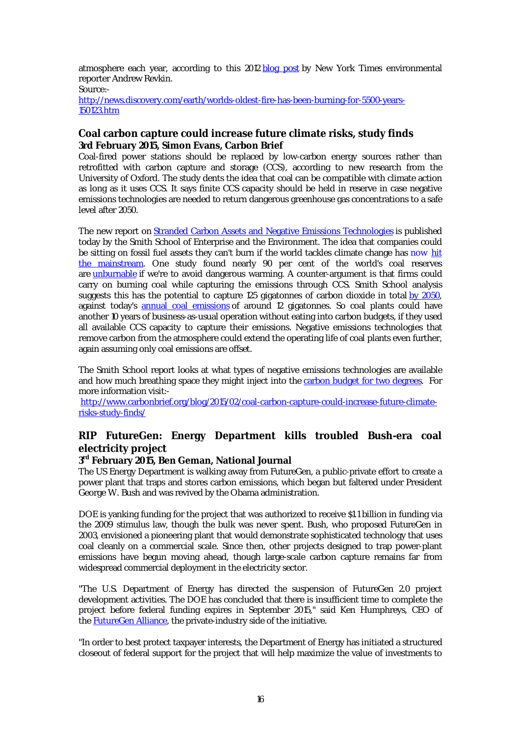atmosphere each year, according to this 2012 blog post by New York Times environmental reporter Andrew Revkin.
Source:-
http://news.discovery.com/earth/worlds-oldest-fire-has-been-burning-for-5500-years-150123.htm

## Coal carbon capture could increase future climate risks, study finds

**3rd February 2015, Simon Evans, Carbon Brief**

Coal-fired power stations should be replaced by low-carbon energy sources rather than retrofitted with carbon capture and storage (CCS), according to new research from the University of Oxford. The study dents the idea that coal can be compatible with climate action as long as it uses CCS. It says finite CCS capacity should be held in reserve in case negative emissions technologies are needed to return dangerous greenhouse gas concentrations to a safe level after 2050.

The new report on Stranded Carbon Assets and Negative Emissions Technologies is published today by the Smith School of Enterprise and the Environment. The idea that companies could be sitting on fossil fuel assets they can't burn if the world tackles climate change has now hit the mainstream. One study found nearly 90 per cent of the world's coal reserves are unburnable if we're to avoid dangerous warming. A counter-argument is that firms could carry on burning coal while capturing the emissions through CCS. Smith School analysis suggests this has the potential to capture 125 gigatonnes of carbon dioxide in total by 2050, against today's annual coal emissions of around 12 gigatonnes. So coal plants could have another 10 years of business-as-usual operation without eating into carbon budgets, if they used all available CCS capacity to capture their emissions. Negative emissions technologies that remove carbon from the atmosphere could extend the operating life of coal plants even further, again assuming only coal emissions are offset.

The Smith School report looks at what types of negative emissions technologies are available and how much breathing space they might inject into the carbon budget for two degrees. For more information visit:-
http://www.carbonbrief.org/blog/2015/02/coal-carbon-capture-could-increase-future-climate-risks-study-finds/

## RIP FutureGen: Energy Department kills troubled Bush-era coal electricity project

**3rd February 2015, Ben Geman, National Journal**

The US Energy Department is walking away from FutureGen, a public-private effort to create a power plant that traps and stores carbon emissions, which began but faltered under President George W. Bush and was revived by the Obama administration.

DOE is yanking funding for the project that was authorized to receive $1.1 billion in funding via the 2009 stimulus law, though the bulk was never spent. Bush, who proposed FutureGen in 2003, envisioned a pioneering plant that would demonstrate sophisticated technology that uses coal cleanly on a commercial scale. Since then, other projects designed to trap power-plant emissions have begun moving ahead, though large-scale carbon capture remains far from widespread commercial deployment in the electricity sector.

"The U.S. Department of Energy has directed the suspension of FutureGen 2.0 project development activities. The DOE has concluded that there is insufficient time to complete the project before federal funding expires in September 2015," said Ken Humphreys, CEO of the FutureGen Alliance, the private-industry side of the initiative.

"In order to best protect taxpayer interests, the Department of Energy has initiated a structured closeout of federal support for the project that will help maximize the value of investments to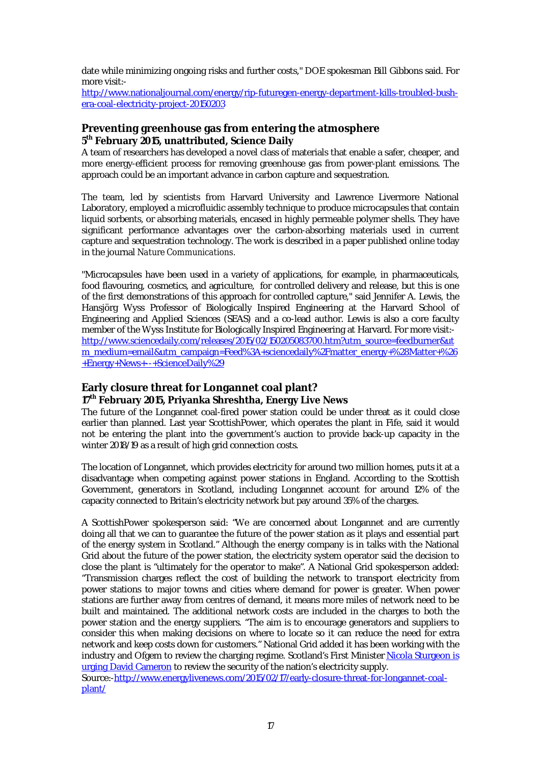date while minimizing ongoing risks and further costs," DOE spokesman Bill Gibbons said. For more visit:-
http://www.nationaljournal.com/energy/rip-futuregen-energy-department-kills-troubled-bush-era-coal-electricity-project-20150203

## Preventing greenhouse gas from entering the atmosphere

**5th February 2015, unattributed, Science Daily**

A team of researchers has developed a novel class of materials that enable a safer, cheaper, and more energy-efficient process for removing greenhouse gas from power-plant emissions. The approach could be an important advance in carbon capture and sequestration.

The team, led by scientists from Harvard University and Lawrence Livermore National Laboratory, employed a microfluidic assembly technique to produce microcapsules that contain liquid sorbents, or absorbing materials, encased in highly permeable polymer shells. They have significant performance advantages over the carbon-absorbing materials used in current capture and sequestration technology. The work is described in a paper published online today in the journal *Nature Communications*.

"Microcapsules have been used in a variety of applications, for example, in pharmaceuticals, food flavouring, cosmetics, and agriculture, for controlled delivery and release, but this is one of the first demonstrations of this approach for controlled capture," said Jennifer A. Lewis, the Hansjörg Wyss Professor of Biologically Inspired Engineering at the Harvard School of Engineering and Applied Sciences (SEAS) and a co-lead author. Lewis is also a core faculty member of the Wyss Institute for Biologically Inspired Engineering at Harvard. For more visit:-
http://www.sciencedaily.com/releases/2015/02/150205083700.htm?utm_source=feedburner&utm_medium=email&utm_campaign=Feed%3A+sciencedaily%2Fmatter_energy+%28Matter+%26+Energy+News+-+ScienceDaily%29

## Early closure threat for Longannet coal plant?

**17th February 2015, Priyanka Shreshtha, Energy Live News**

The future of the Longannet coal-fired power station could be under threat as it could close earlier than planned. Last year ScottishPower, which operates the plant in Fife, said it would not be entering the plant into the government's auction to provide back-up capacity in the winter 2018/19 as a result of high grid connection costs.

The location of Longannet, which provides electricity for around two million homes, puts it at a disadvantage when competing against power stations in England. According to the Scottish Government, generators in Scotland, including Longannet account for around 12% of the capacity connected to Britain's electricity network but pay around 35% of the charges.

A ScottishPower spokesperson said: "We are concerned about Longannet and are currently doing all that we can to guarantee the future of the power station as it plays and essential part of the energy system in Scotland." Although the energy company is in talks with the National Grid about the future of the power station, the electricity system operator said the decision to close the plant is "ultimately for the operator to make". A National Grid spokesperson added: "Transmission charges reflect the cost of building the network to transport electricity from power stations to major towns and cities where demand for power is greater. When power stations are further away from centres of demand, it means more miles of network need to be built and maintained. The additional network costs are included in the charges to both the power station and the energy suppliers. "The aim is to encourage generators and suppliers to consider this when making decisions on where to locate so it can reduce the need for extra network and keep costs down for customers." National Grid added it has been working with the industry and Ofgem to review the charging regime. Scotland's First Minister Nicola Sturgeon is urging David Cameron to review the security of the nation's electricity supply.

Source:-http://www.energylivenews.com/2015/02/17/early-closure-threat-for-longannet-coal-plant/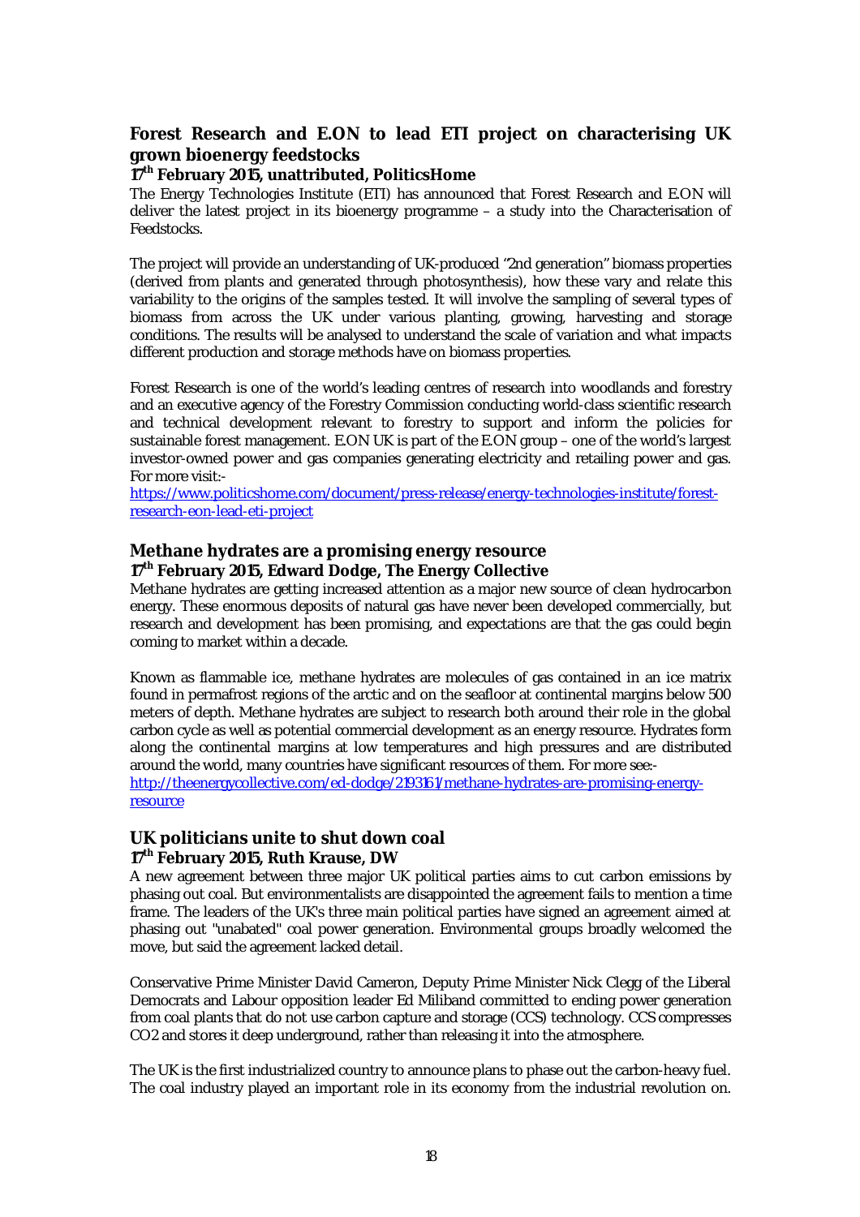### Forest Research and E.ON to lead ETI project on characterising UK grown bioenergy feedstocks

**17th February 2015, unattributed, PoliticsHome**

The Energy Technologies Institute (ETI) has announced that Forest Research and E.ON will deliver the latest project in its bioenergy programme – a study into the Characterisation of Feedstocks.

The project will provide an understanding of UK-produced "2nd generation" biomass properties (derived from plants and generated through photosynthesis), how these vary and relate this variability to the origins of the samples tested. It will involve the sampling of several types of biomass from across the UK under various planting, growing, harvesting and storage conditions. The results will be analysed to understand the scale of variation and what impacts different production and storage methods have on biomass properties.

Forest Research is one of the world's leading centres of research into woodlands and forestry and an executive agency of the Forestry Commission conducting world-class scientific research and technical development relevant to forestry to support and inform the policies for sustainable forest management. E.ON UK is part of the E.ON group – one of the world's largest investor-owned power and gas companies generating electricity and retailing power and gas. For more visit:-
https://www.politicshome.com/document/press-release/energy-technologies-institute/forest-research-eon-lead-eti-project

### Methane hydrates are a promising energy resource

**17th February 2015, Edward Dodge, The Energy Collective**

Methane hydrates are getting increased attention as a major new source of clean hydrocarbon energy. These enormous deposits of natural gas have never been developed commercially, but research and development has been promising, and expectations are that the gas could begin coming to market within a decade.

Known as flammable ice, methane hydrates are molecules of gas contained in an ice matrix found in permafrost regions of the arctic and on the seafloor at continental margins below 500 meters of depth. Methane hydrates are subject to research both around their role in the global carbon cycle as well as potential commercial development as an energy resource. Hydrates form along the continental margins at low temperatures and high pressures and are distributed around the world, many countries have significant resources of them. For more see:-
http://theenergycollective.com/ed-dodge/2193161/methane-hydrates-are-promising-energy-resource

### UK politicians unite to shut down coal

**17th February 2015, Ruth Krause, DW**

A new agreement between three major UK political parties aims to cut carbon emissions by phasing out coal. But environmentalists are disappointed the agreement fails to mention a time frame. The leaders of the UK's three main political parties have signed an agreement aimed at phasing out "unabated" coal power generation. Environmental groups broadly welcomed the move, but said the agreement lacked detail.

Conservative Prime Minister David Cameron, Deputy Prime Minister Nick Clegg of the Liberal Democrats and Labour opposition leader Ed Miliband committed to ending power generation from coal plants that do not use carbon capture and storage (CCS) technology. CCS compresses $CO_2$ and stores it deep underground, rather than releasing it into the atmosphere.

The UK is the first industrialized country to announce plans to phase out the carbon-heavy fuel. The coal industry played an important role in its economy from the industrial revolution on.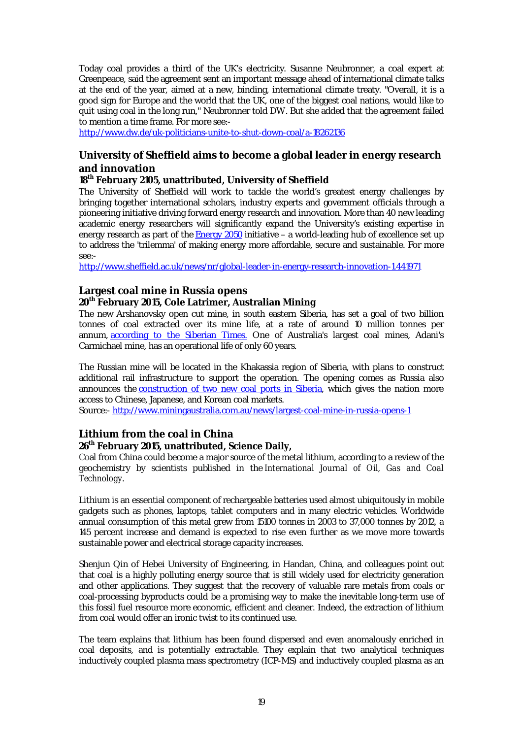Today coal provides a third of the UK's electricity. Susanne Neubronner, a coal expert at Greenpeace, said the agreement sent an important message ahead of international climate talks at the end of the year, aimed at a new, binding, international climate treaty. "Overall, it is a good sign for Europe and the world that the UK, one of the biggest coal nations, would like to quit using coal in the long run," Neubronner told DW. But she added that the agreement failed to mention a time frame. For more see:-
http://www.dw.de/uk-politicians-unite-to-shut-down-coal/a-18262136

## University of Sheffield aims to become a global leader in energy research and innovation

### 18th February 2105, unattributed, University of Sheffield

The University of Sheffield will work to tackle the world's greatest energy challenges by bringing together international scholars, industry experts and government officials through a pioneering initiative driving forward energy research and innovation. More than 40 new leading academic energy researchers will significantly expand the University's existing expertise in energy research as part of the Energy 2050 initiative – a world-leading hub of excellence set up to address the 'trilemma' of making energy more affordable, secure and sustainable. For more see:-
http://www.sheffield.ac.uk/news/nr/global-leader-in-energy-research-innovation-1.441971

## Largest coal mine in Russia opens

### 20th February 2015, Cole Latrimer, Australian Mining

The new Arshanovsky open cut mine, in south eastern Siberia, has set a goal of two billion tonnes of coal extracted over its mine life, at a rate of around 10 million tonnes per annum, according to the Siberian Times. One of Australia's largest coal mines, Adani's Carmichael mine, has an operational life of only 60 years.

The Russian mine will be located in the Khakassia region of Siberia, with plans to construct additional rail infrastructure to support the operation. The opening comes as Russia also announces the construction of two new coal ports in Siberia, which gives the nation more access to Chinese, Japanese, and Korean coal markets.
Source:- http://www.miningaustralia.com.au/news/largest-coal-mine-in-russia-opens-1

## Lithium from the coal in China

### 26th February 2015, unattributed, Science Daily,

Coal from China could become a major source of the metal lithium, according to a review of the geochemistry by scientists published in the *International Journal of Oil, Gas and Coal Technology*.

Lithium is an essential component of rechargeable batteries used almost ubiquitously in mobile gadgets such as phones, laptops, tablet computers and in many electric vehicles. Worldwide annual consumption of this metal grew from 15100 tonnes in 2003 to 37,000 tonnes by 2012, a 145 percent increase and demand is expected to rise even further as we move more towards sustainable power and electrical storage capacity increases.

Shenjun Qin of Hebei University of Engineering, in Handan, China, and colleagues point out that coal is a highly polluting energy source that is still widely used for electricity generation and other applications. They suggest that the recovery of valuable rare metals from coals or coal-processing byproducts could be a promising way to make the inevitable long-term use of this fossil fuel resource more economic, efficient and cleaner. Indeed, the extraction of lithium from coal would offer an ironic twist to its continued use.

The team explains that lithium has been found dispersed and even anomalously enriched in coal deposits, and is potentially extractable. They explain that two analytical techniques inductively coupled plasma mass spectrometry (ICP-MS) and inductively coupled plasma as an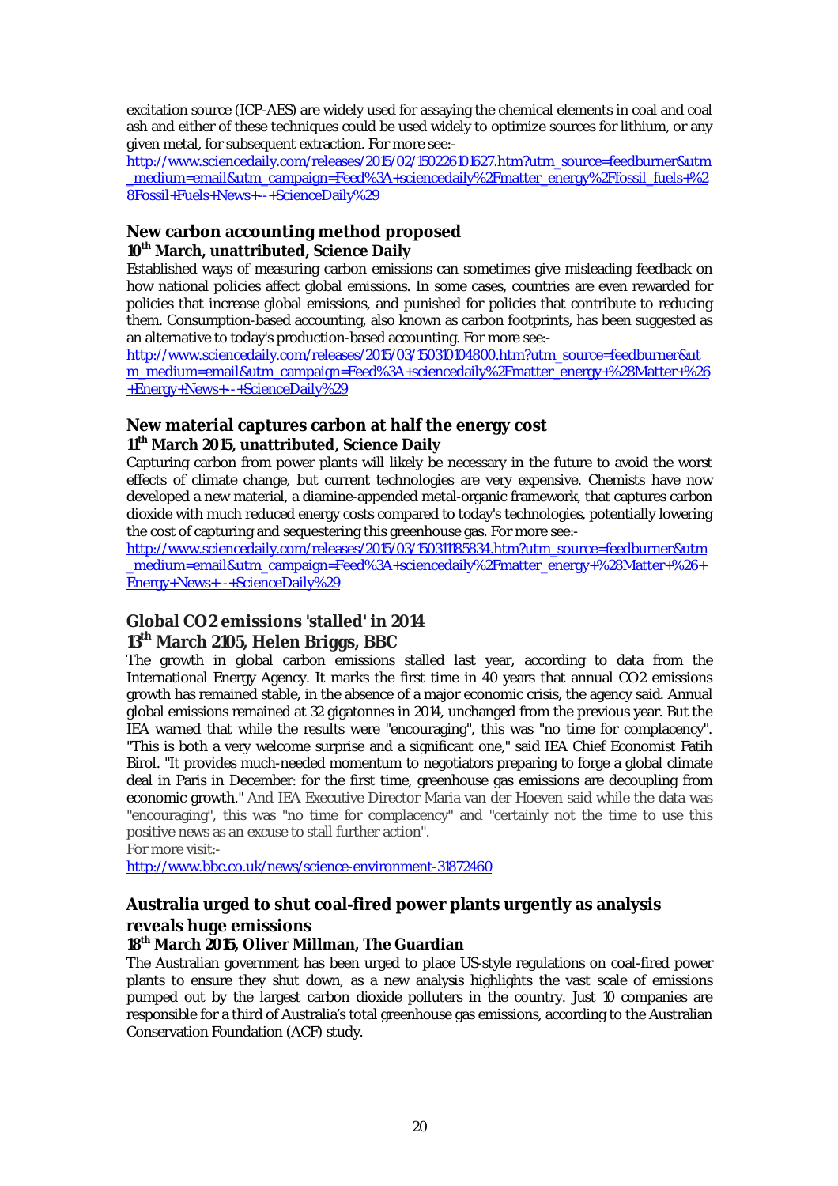excitation source (ICP-AES) are widely used for assaying the chemical elements in coal and coal ash and either of these techniques could be used widely to optimize sources for lithium, or any given metal, for subsequent extraction. For more see:-
http://www.sciencedaily.com/releases/2015/02/150226101627.htm?utm_source=feedburner&utm_medium=email&utm_campaign=Feed%3A+sciencedaily%2Fmatter_energy%2Ffossil_fuels+%28Fossil+Fuels+News+--+ScienceDaily%29

### New carbon accounting method proposed
**10th March, unattributed, Science Daily**

Established ways of measuring carbon emissions can sometimes give misleading feedback on how national policies affect global emissions. In some cases, countries are even rewarded for policies that increase global emissions, and punished for policies that contribute to reducing them. Consumption-based accounting, also known as carbon footprints, has been suggested as an alternative to today's production-based accounting. For more see:-
http://www.sciencedaily.com/releases/2015/03/150310104800.htm?utm_source=feedburner&utm_medium=email&utm_campaign=Feed%3A+sciencedaily%2Fmatter_energy+%28Matter+%26+Energy+News+--+ScienceDaily%29

### New material captures carbon at half the energy cost
**11th March 2015, unattributed, Science Daily**

Capturing carbon from power plants will likely be necessary in the future to avoid the worst effects of climate change, but current technologies are very expensive. Chemists have now developed a new material, a diamine-appended metal-organic framework, that captures carbon dioxide with much reduced energy costs compared to today's technologies, potentially lowering the cost of capturing and sequestering this greenhouse gas. For more see:-
http://www.sciencedaily.com/releases/2015/03/150311185834.htm?utm_source=feedburner&utm_medium=email&utm_campaign=Feed%3A+sciencedaily%2Fmatter_energy+%28Matter+%26+Energy+News+--+ScienceDaily%29

### Global CO2 emissions 'stalled' in 2014
**13th March 2105, Helen Briggs, BBC**

The growth in global carbon emissions stalled last year, according to data from the International Energy Agency. It marks the first time in 40 years that annual CO2 emissions growth has remained stable, in the absence of a major economic crisis, the agency said. Annual global emissions remained at 32 gigatonnes in 2014, unchanged from the previous year. But the IEA warned that while the results were "encouraging", this was "no time for complacency". "This is both a very welcome surprise and a significant one," said IEA Chief Economist Fatih Birol. "It provides much-needed momentum to negotiators preparing to forge a global climate deal in Paris in December: for the first time, greenhouse gas emissions are decoupling from economic growth." And IEA Executive Director Maria van der Hoeven said while the data was "encouraging", this was "no time for complacency" and "certainly not the time to use this positive news as an excuse to stall further action".
For more visit:-
http://www.bbc.co.uk/news/science-environment-31872460

### Australia urged to shut coal-fired power plants urgently as analysis reveals huge emissions
**18th March 2015, Oliver Millman, The Guardian**

The Australian government has been urged to place US-style regulations on coal-fired power plants to ensure they shut down, as a new analysis highlights the vast scale of emissions pumped out by the largest carbon dioxide polluters in the country. Just 10 companies are responsible for a third of Australia's total greenhouse gas emissions, according to the Australian Conservation Foundation (ACF) study.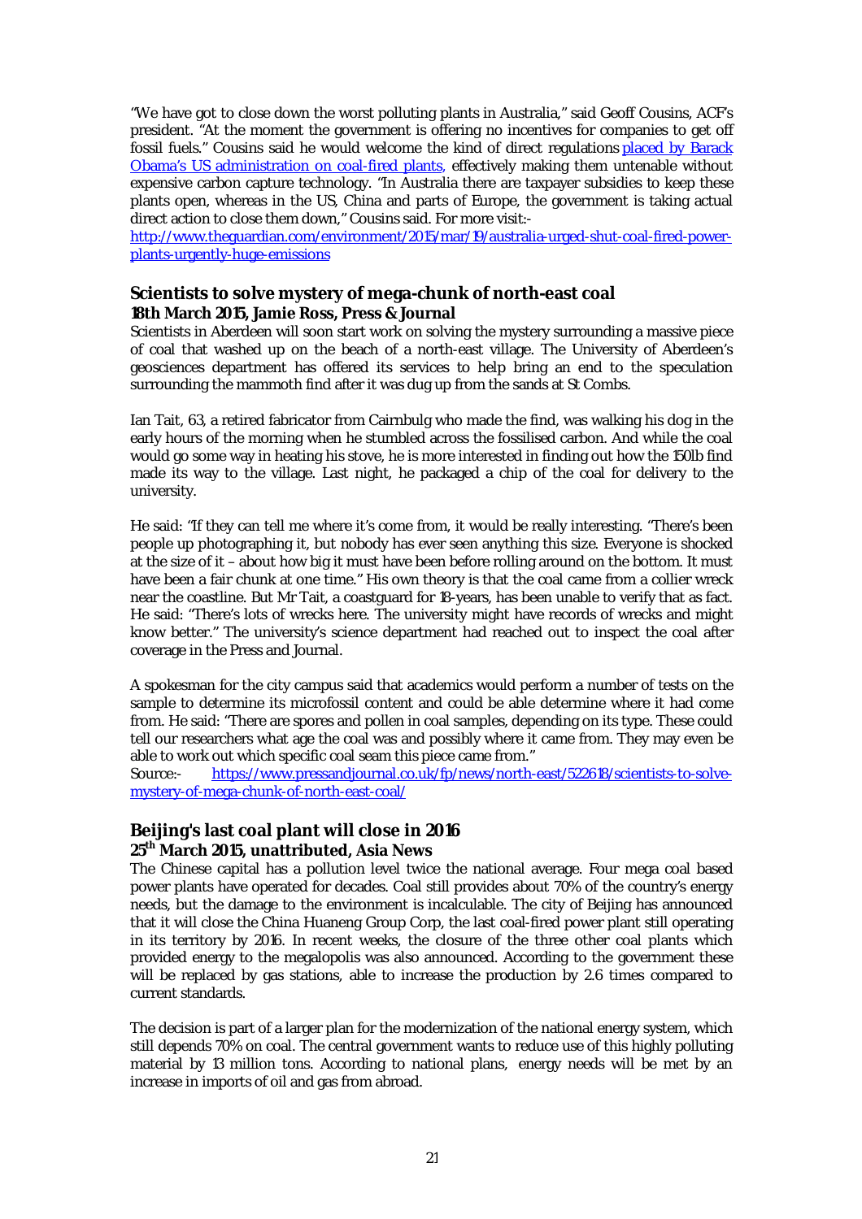"We have got to close down the worst polluting plants in Australia," said Geoff Cousins, ACF's president. "At the moment the government is offering no incentives for companies to get off fossil fuels." Cousins said he would welcome the kind of direct regulations [placed by Barack Obama's US administration on coal-fired plants](), effectively making them untenable without expensive carbon capture technology. "In Australia there are taxpayer subsidies to keep these plants open, whereas in the US, China and parts of Europe, the government is taking actual direct action to close them down," Cousins said. For more visit:- http://www.theguardian.com/environment/2015/mar/19/australia-urged-shut-coal-fired-power-plants-urgently-huge-emissions

## Scientists to solve mystery of mega-chunk of north-east coal

**18th March 2015, Jamie Ross, Press & Journal**

Scientists in Aberdeen will soon start work on solving the mystery surrounding a massive piece of coal that washed up on the beach of a north-east village. The University of Aberdeen's geosciences department has offered its services to help bring an end to the speculation surrounding the mammoth find after it was dug up from the sands at St Combs.

Ian Tait, 63, a retired fabricator from Cairnbulg who made the find, was walking his dog in the early hours of the morning when he stumbled across the fossilised carbon. And while the coal would go some way in heating his stove, he is more interested in finding out how the 150lb find made its way to the village. Last night, he packaged a chip of the coal for delivery to the university.

He said: "If they can tell me where it's come from, it would be really interesting. "There's been people up photographing it, but nobody has ever seen anything this size. Everyone is shocked at the size of it – about how big it must have been before rolling around on the bottom. It must have been a fair chunk at one time." His own theory is that the coal came from a collier wreck near the coastline. But Mr Tait, a coastguard for 18-years, has been unable to verify that as fact. He said: "There's lots of wrecks here. The university might have records of wrecks and might know better." The university's science department had reached out to inspect the coal after coverage in the Press and Journal.

A spokesman for the city campus said that academics would perform a number of tests on the sample to determine its microfossil content and could be able determine where it had come from. He said: "There are spores and pollen in coal samples, depending on its type. These could tell our researchers what age the coal was and possibly where it came from. They may even be able to work out which specific coal seam this piece came from."

Source:- https://www.pressandjournal.co.uk/fp/news/north-east/522618/scientists-to-solve-mystery-of-mega-chunk-of-north-east-coal/

## Beijing's last coal plant will close in 2016

**25th March 2015, unattributed, Asia News**

The Chinese capital has a pollution level twice the national average. Four mega coal based power plants have operated for decades. Coal still provides about 70% of the country's energy needs, but the damage to the environment is incalculable. The city of Beijing has announced that it will close the China Huaneng Group Corp, the last coal-fired power plant still operating in its territory by 2016. In recent weeks, the closure of the three other coal plants which provided energy to the megalopolis was also announced. According to the government these will be replaced by gas stations, able to increase the production by 2.6 times compared to current standards.

The decision is part of a larger plan for the modernization of the national energy system, which still depends 70% on coal. The central government wants to reduce use of this highly polluting material by 13 million tons. According to national plans, energy needs will be met by an increase in imports of oil and gas from abroad.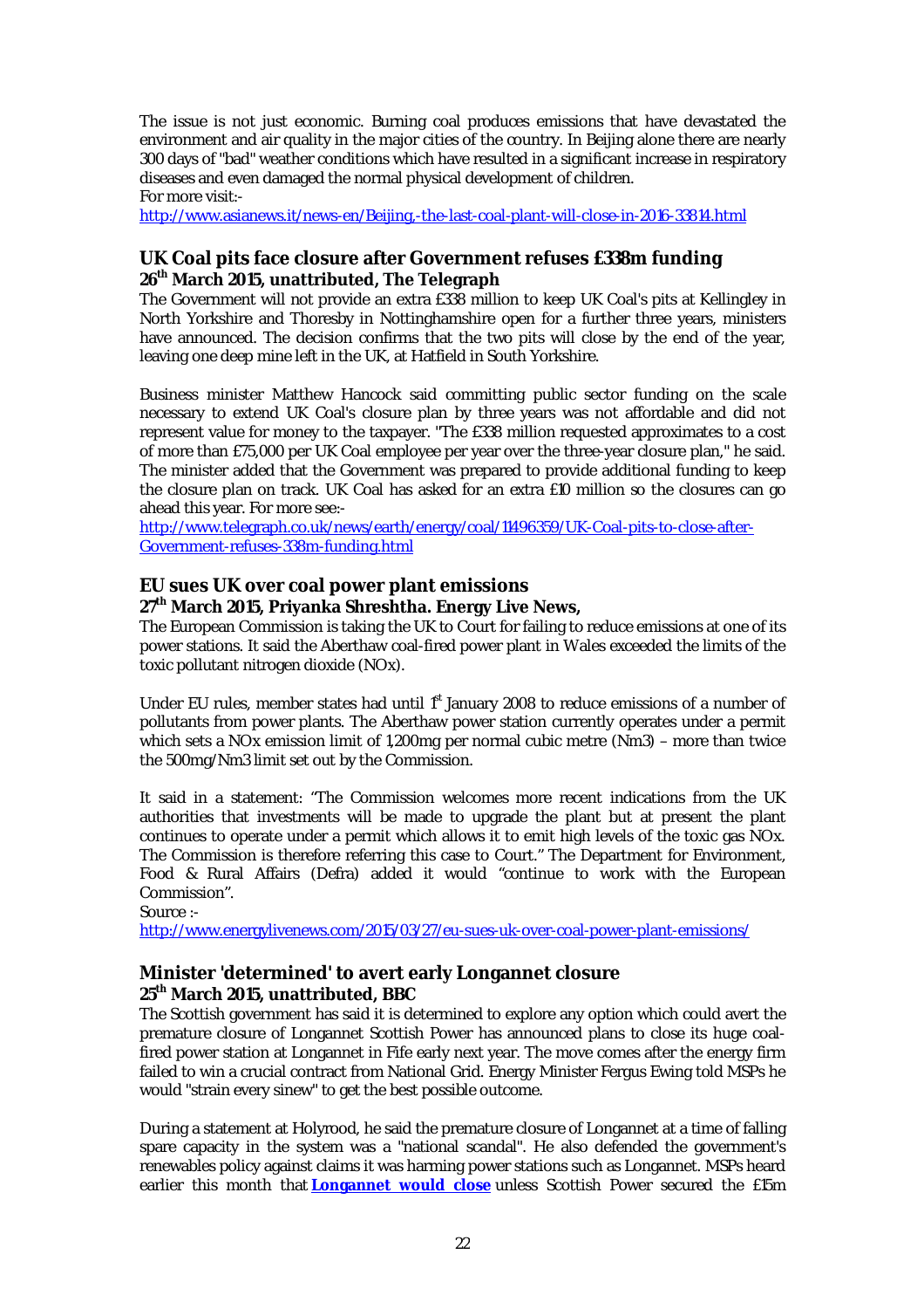The issue is not just economic. Burning coal produces emissions that have devastated the environment and air quality in the major cities of the country. In Beijing alone there are nearly 300 days of "bad" weather conditions which have resulted in a significant increase in respiratory diseases and even damaged the normal physical development of children.
For more visit:-
http://www.asianews.it/news-en/Beijing,-the-last-coal-plant-will-close-in-2016-33814.html

## UK Coal pits face closure after Government refuses £338m funding

**26th March 2015, unattributed, The Telegraph**

The Government will not provide an extra £338 million to keep UK Coal's pits at Kellingley in North Yorkshire and Thoresby in Nottinghamshire open for a further three years, ministers have announced. The decision confirms that the two pits will close by the end of the year, leaving one deep mine left in the UK, at Hatfield in South Yorkshire.

Business minister Matthew Hancock said committing public sector funding on the scale necessary to extend UK Coal's closure plan by three years was not affordable and did not represent value for money to the taxpayer. "The £338 million requested approximates to a cost of more than £75,000 per UK Coal employee per year over the three-year closure plan," he said. The minister added that the Government was prepared to provide additional funding to keep the closure plan on track. UK Coal has asked for an extra £10 million so the closures can go ahead this year. For more see:-
http://www.telegraph.co.uk/news/earth/energy/coal/11496359/UK-Coal-pits-to-close-after-Government-refuses-338m-funding.html

## EU sues UK over coal power plant emissions

**27th March 2015, Priyanka Shreshtha. Energy Live News,**

The European Commission is taking the UK to Court for failing to reduce emissions at one of its power stations. It said the Aberthaw coal-fired power plant in Wales exceeded the limits of the toxic pollutant nitrogen dioxide (NOx).

Under EU rules, member states had until 1st January 2008 to reduce emissions of a number of pollutants from power plants. The Aberthaw power station currently operates under a permit which sets a NOx emission limit of 1,200mg per normal cubic metre (Nm3) – more than twice the 500mg/Nm3 limit set out by the Commission.

It said in a statement: "The Commission welcomes more recent indications from the UK authorities that investments will be made to upgrade the plant but at present the plant continues to operate under a permit which allows it to emit high levels of the toxic gas NOx. The Commission is therefore referring this case to Court." The Department for Environment, Food & Rural Affairs (Defra) added it would "continue to work with the European Commission".
Source :-
http://www.energylivenews.com/2015/03/27/eu-sues-uk-over-coal-power-plant-emissions/

## Minister 'determined' to avert early Longannet closure

**25th March 2015, unattributed, BBC**

The Scottish government has said it is determined to explore any option which could avert the premature closure of Longannet Scottish Power has announced plans to close its huge coal-fired power station at Longannet in Fife early next year. The move comes after the energy firm failed to win a crucial contract from National Grid. Energy Minister Fergus Ewing told MSPs he would "strain every sinew" to get the best possible outcome.

During a statement at Holyrood, he said the premature closure of Longannet at a time of falling spare capacity in the system was a "national scandal". He also defended the government's renewables policy against claims it was harming power stations such as Longannet. MSPs heard earlier this month that **Longannet would close** unless Scottish Power secured the £15m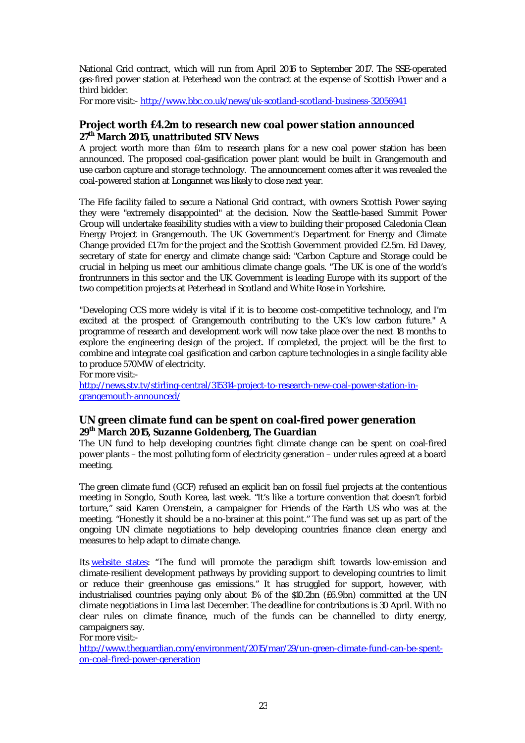National Grid contract, which will run from April 2016 to September 2017. The SSE-operated gas-fired power station at Peterhead won the contract at the expense of Scottish Power and a third bidder.
For more visit:- http://www.bbc.co.uk/news/uk-scotland-scotland-business-32056941

## Project worth £4.2m to research new coal power station announced
**27th March 2015, unattributed STV News**

A project worth more than £4m to research plans for a new coal power station has been announced. The proposed coal-gasification power plant would be built in Grangemouth and use carbon capture and storage technology. The announcement comes after it was revealed the coal-powered station at Longannet was likely to close next year.

The Fife facility failed to secure a National Grid contract, with owners Scottish Power saying they were "extremely disappointed" at the decision. Now the Seattle-based Summit Power Group will undertake feasibility studies with a view to building their proposed Caledonia Clean Energy Project in Grangemouth. The UK Government's Department for Energy and Climate Change provided £1.7m for the project and the Scottish Government provided £2.5m. Ed Davey, secretary of state for energy and climate change said: "Carbon Capture and Storage could be crucial in helping us meet our ambitious climate change goals. "The UK is one of the world's frontrunners in this sector and the UK Government is leading Europe with its support of the two competition projects at Peterhead in Scotland and White Rose in Yorkshire.

"Developing CCS more widely is vital if it is to become cost-competitive technology, and I'm excited at the prospect of Grangemouth contributing to the UK's low carbon future." A programme of research and development work will now take place over the next 18 months to explore the engineering design of the project. If completed, the project will be the first to combine and integrate coal gasification and carbon capture technologies in a single facility able to produce 570MW of electricity.
For more visit:-
http://news.stv.tv/stirling-central/315314-project-to-research-new-coal-power-station-in-grangemouth-announced/

## UN green climate fund can be spent on coal-fired power generation
**29th March 2015, Suzanne Goldenberg, The Guardian**

The UN fund to help developing countries fight climate change can be spent on coal-fired power plants – the most polluting form of electricity generation – under rules agreed at a board meeting.

The green climate fund (GCF) refused an explicit ban on fossil fuel projects at the contentious meeting in Songdo, South Korea, last week. "It's like a torture convention that doesn't forbid torture," said Karen Orenstein, a campaigner for Friends of the Earth US who was at the meeting. "Honestly it should be a no-brainer at this point." The fund was set up as part of the ongoing UN climate negotiations to help developing countries finance clean energy and measures to help adapt to climate change.

Its website states: "The fund will promote the paradigm shift towards low-emission and climate-resilient development pathways by providing support to developing countries to limit or reduce their greenhouse gas emissions." It has struggled for support, however, with industrialised countries paying only about 1% of the $10.2bn (£6.9bn) committed at the UN climate negotiations in Lima last December. The deadline for contributions is 30 April. With no clear rules on climate finance, much of the funds can be channelled to dirty energy, campaigners say.
For more visit:-
http://www.theguardian.com/environment/2015/mar/29/un-green-climate-fund-can-be-spent-on-coal-fired-power-generation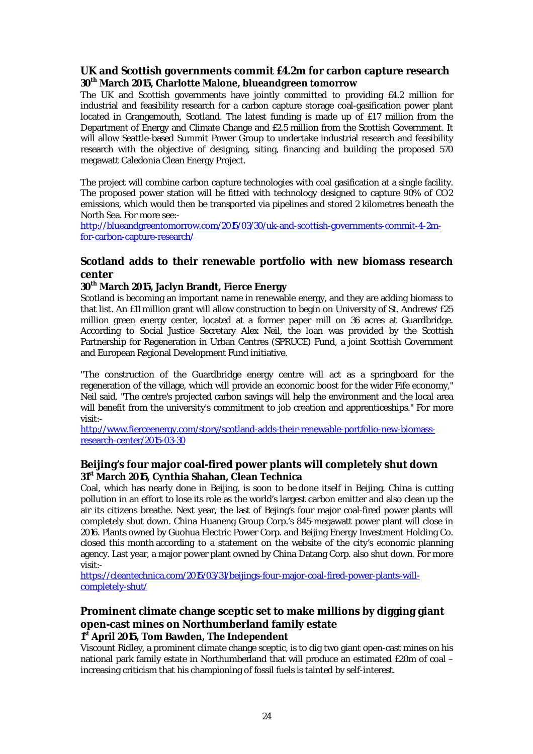## UK and Scottish governments commit £4.2m for carbon capture research

**30th March 2015, Charlotte Malone, blueandgreen tomorrow**

The UK and Scottish governments have jointly committed to providing £4.2 million for industrial and feasibility research for a carbon capture storage coal-gasification power plant located in Grangemouth, Scotland. The latest funding is made up of £1.7 million from the Department of Energy and Climate Change and £2.5 million from the Scottish Government. It will allow Seattle-based Summit Power Group to undertake industrial research and feasibility research with the objective of designing, siting, financing and building the proposed 570 megawatt Caledonia Clean Energy Project.

The project will combine carbon capture technologies with coal gasification at a single facility. The proposed power station will be fitted with technology designed to capture 90% of $CO_2$ emissions, which would then be transported via pipelines and stored 2 kilometres beneath the North Sea. For more see:-

http://blueandgreentomorrow.com/2015/03/30/uk-and-scottish-governments-commit-4-2m-for-carbon-capture-research/

## Scotland adds to their renewable portfolio with new biomass research center

**30th March 2015, Jaclyn Brandt, Fierce Energy**

Scotland is becoming an important name in renewable energy, and they are adding biomass to that list. An £11 million grant will allow construction to begin on University of St. Andrews' £25 million green energy center, located at a former paper mill on 36 acres at Guardbridge. According to Social Justice Secretary Alex Neil, the loan was provided by the Scottish Partnership for Regeneration in Urban Centres (SPRUCE) Fund, a joint Scottish Government and European Regional Development Fund initiative.

"The construction of the Guardbridge energy centre will act as a springboard for the regeneration of the village, which will provide an economic boost for the wider Fife economy," Neil said. "The centre's projected carbon savings will help the environment and the local area will benefit from the university's commitment to job creation and apprenticeships." For more visit:-

http://www.fierceenergy.com/story/scotland-adds-their-renewable-portfolio-new-biomass-research-center/2015-03-30

## Beijing's four major coal-fired power plants will completely shut down

**31st March 2015, Cynthia Shahan, Clean Technica**

Coal, which has nearly done in Beijing, is soon to be done itself in Beijing. China is cutting pollution in an effort to lose its role as the world's largest carbon emitter and also clean up the air its citizens breathe. Next year, the last of Bejing's four major coal-fired power plants will completely shut down. China Huaneng Group Corp.'s 845-megawatt power plant will close in 2016. Plants owned by Guohua Electric Power Corp. and Beijing Energy Investment Holding Co. closed this month according to a statement on the website of the city's economic planning agency. Last year, a major power plant owned by China Datang Corp. also shut down. For more visit:-

https://cleantechnica.com/2015/03/31/beijings-four-major-coal-fired-power-plants-will-completely-shut/

## Prominent climate change sceptic set to make millions by digging giant open-cast mines on Northumberland family estate

**1st April 2015, Tom Bawden, The Independent**

Viscount Ridley, a prominent climate change sceptic, is to dig two giant open-cast mines on his national park family estate in Northumberland that will produce an estimated £20m of coal – increasing criticism that his championing of fossil fuels is tainted by self-interest.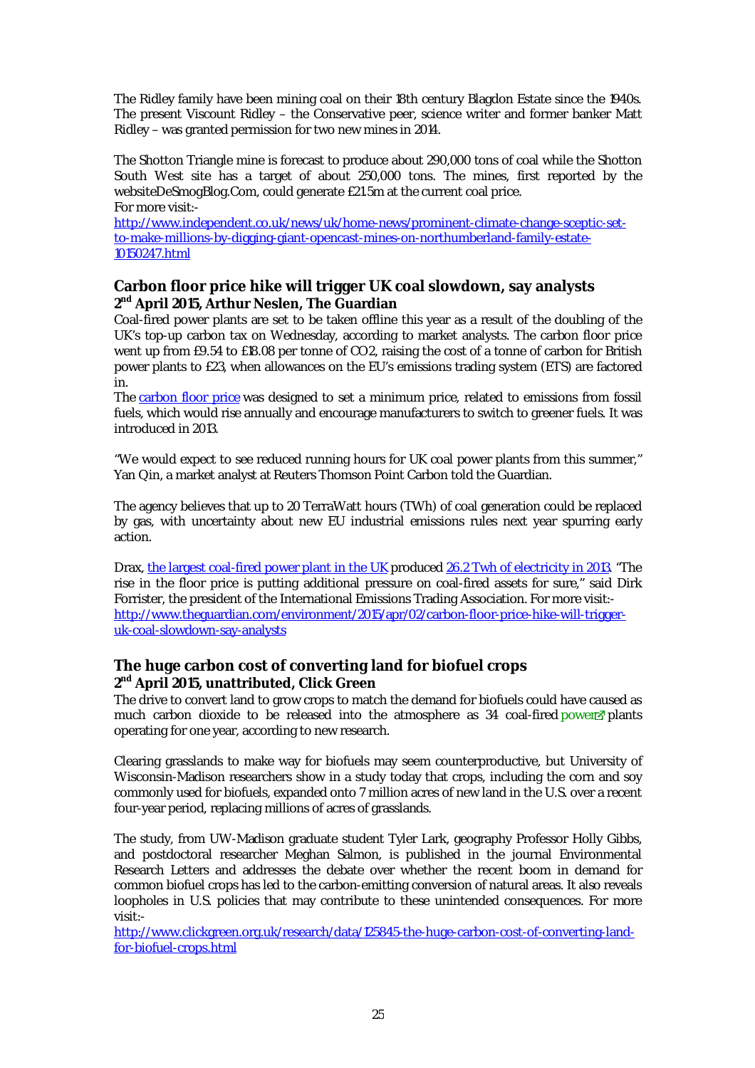The Ridley family have been mining coal on their 18th century Blagdon Estate since the 1940s. The present Viscount Ridley – the Conservative peer, science writer and former banker Matt Ridley – was granted permission for two new mines in 2014.

The Shotton Triangle mine is forecast to produce about 290,000 tons of coal while the Shotton South West site has a target of about 250,000 tons. The mines, first reported by the websiteDeSmogBlog.Com, could generate £21.5m at the current coal price.
For more visit:-
[http://www.independent.co.uk/news/uk/home-news/prominent-climate-change-sceptic-set-to-make-millions-by-digging-giant-opencast-mines-on-northumberland-family-estate-10150247.html](http://www.independent.co.uk/news/uk/home-news/prominent-climate-change-sceptic-set-to-make-millions-by-digging-giant-opencast-mines-on-northumberland-family-estate-10150247.html)

## Carbon floor price hike will trigger UK coal slowdown, say analysts

**2nd April 2015, Arthur Neslen, The Guardian**

Coal-fired power plants are set to be taken offline this year as a result of the doubling of the UK's top-up carbon tax on Wednesday, according to market analysts. The carbon floor price went up from £9.54 to £18.08 per tonne of CO2, raising the cost of a tonne of carbon for British power plants to £23, when allowances on the EU's emissions trading system (ETS) are factored in.

The [carbon floor price]() was designed to set a minimum price, related to emissions from fossil fuels, which would rise annually and encourage manufacturers to switch to greener fuels. It was introduced in 2013.

"We would expect to see reduced running hours for UK coal power plants from this summer," Yan Qin, a market analyst at Reuters Thomson Point Carbon told the Guardian.

The agency believes that up to 20 TerraWatt hours (TWh) of coal generation could be replaced by gas, with uncertainty about new EU industrial emissions rules next year spurring early action.

Drax, [the largest coal-fired power plant in the UK]() produced [26.2 Twh of electricity in 2013](). "The rise in the floor price is putting additional pressure on coal-fired assets for sure," said Dirk Forrister, the president of the International Emissions Trading Association. For more visit:-
[http://www.theguardian.com/environment/2015/apr/02/carbon-floor-price-hike-will-trigger-uk-coal-slowdown-say-analysts](http://www.theguardian.com/environment/2015/apr/02/carbon-floor-price-hike-will-trigger-uk-coal-slowdown-say-analysts)

## The huge carbon cost of converting land for biofuel crops

**2nd April 2015, unattributed, Click Green**

The drive to convert land to grow crops to match the demand for biofuels could have caused as much carbon dioxide to be released into the atmosphere as 34 coal-fired power plants operating for one year, according to new research.

Clearing grasslands to make way for biofuels may seem counterproductive, but University of Wisconsin-Madison researchers show in a study today that crops, including the corn and soy commonly used for biofuels, expanded onto 7 million acres of new land in the U.S. over a recent four-year period, replacing millions of acres of grasslands.

The study, from UW-Madison graduate student Tyler Lark, geography Professor Holly Gibbs, and postdoctoral researcher Meghan Salmon, is published in the journal Environmental Research Letters and addresses the debate over whether the recent boom in demand for common biofuel crops has led to the carbon-emitting conversion of natural areas. It also reveals loopholes in U.S. policies that may contribute to these unintended consequences. For more visit:-
[http://www.clickgreen.org.uk/research/data/125845-the-huge-carbon-cost-of-converting-land-for-biofuel-crops.html](http://www.clickgreen.org.uk/research/data/125845-the-huge-carbon-cost-of-converting-land-for-biofuel-crops.html)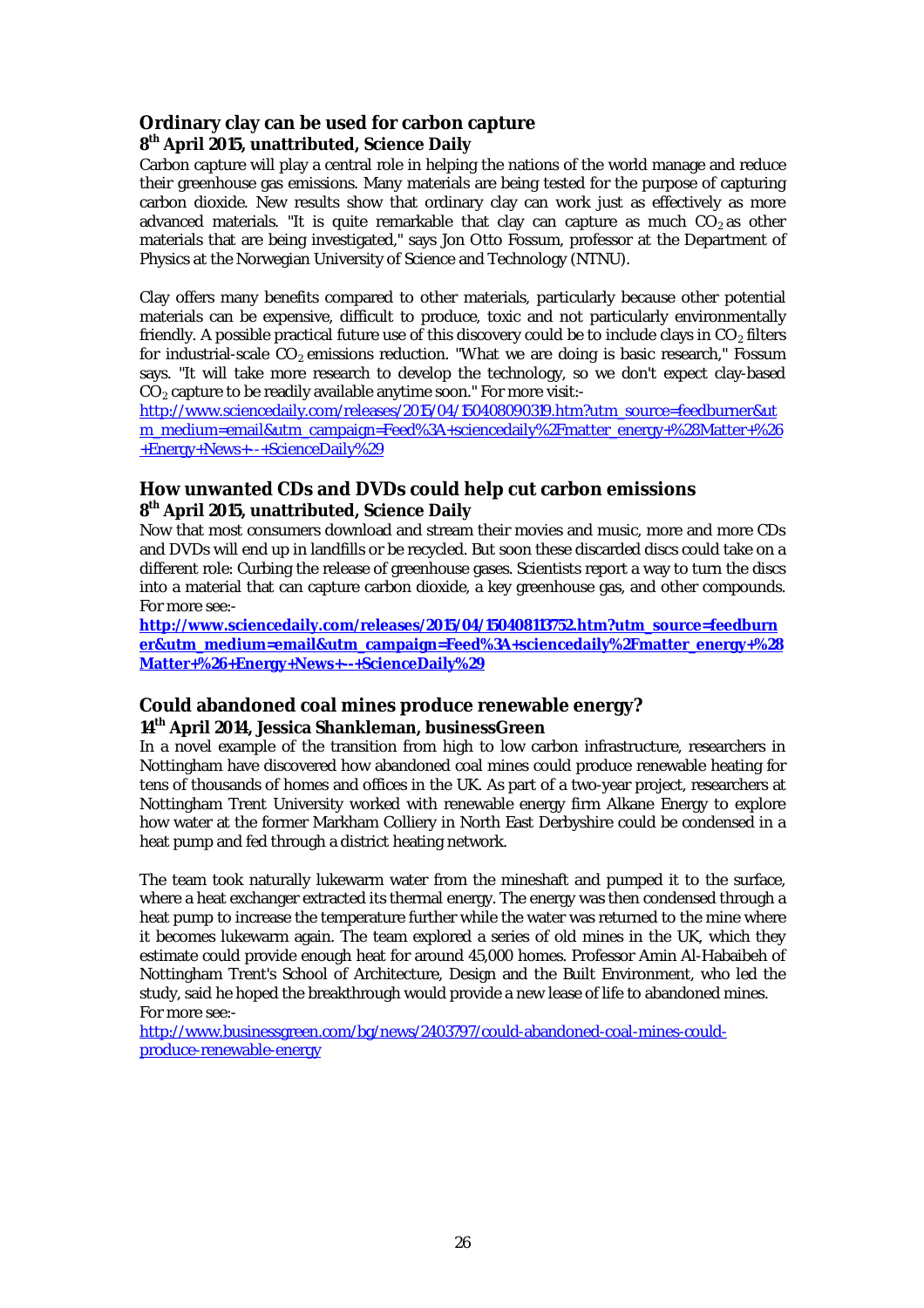### Ordinary clay can be used for carbon capture

**8th April 2015, unattributed, Science Daily**

Carbon capture will play a central role in helping the nations of the world manage and reduce their greenhouse gas emissions. Many materials are being tested for the purpose of capturing carbon dioxide. New results show that ordinary clay can work just as effectively as more advanced materials. "It is quite remarkable that clay can capture as much $CO_2$ as other materials that are being investigated," says Jon Otto Fossum, professor at the Department of Physics at the Norwegian University of Science and Technology (NTNU).

Clay offers many benefits compared to other materials, particularly because other potential materials can be expensive, difficult to produce, toxic and not particularly environmentally friendly. A possible practical future use of this discovery could be to include clays in $CO_2$ filters for industrial-scale $CO_2$ emissions reduction. "What we are doing is basic research," Fossum says. "It will take more research to develop the technology, so we don't expect clay-based $CO_2$ capture to be readily available anytime soon." For more visit:-

http://www.sciencedaily.com/releases/2015/04/150408090319.htm?utm_source=feedburner&utm_medium=email&utm_campaign=Feed%3A+sciencedaily%2Fmatter_energy+%28Matter+%26+Energy+News+--+ScienceDaily%29

### How unwanted CDs and DVDs could help cut carbon emissions

**8th April 2015, unattributed, Science Daily**

Now that most consumers download and stream their movies and music, more and more CDs and DVDs will end up in landfills or be recycled. But soon these discarded discs could take on a different role: Curbing the release of greenhouse gases. Scientists report a way to turn the discs into a material that can capture carbon dioxide, a key greenhouse gas, and other compounds. For more see:-

**http://www.sciencedaily.com/releases/2015/04/150408113752.htm?utm_source=feedburner&utm_medium=email&utm_campaign=Feed%3A+sciencedaily%2Fmatter_energy+%28Matter+%26+Energy+News+--+ScienceDaily%29**

### Could abandoned coal mines produce renewable energy?

**14th April 2014, Jessica Shankleman, businessGreen**

In a novel example of the transition from high to low carbon infrastructure, researchers in Nottingham have discovered how abandoned coal mines could produce renewable heating for tens of thousands of homes and offices in the UK. As part of a two-year project, researchers at Nottingham Trent University worked with renewable energy firm Alkane Energy to explore how water at the former Markham Colliery in North East Derbyshire could be condensed in a heat pump and fed through a district heating network.

The team took naturally lukewarm water from the mineshaft and pumped it to the surface, where a heat exchanger extracted its thermal energy. The energy was then condensed through a heat pump to increase the temperature further while the water was returned to the mine where it becomes lukewarm again. The team explored a series of old mines in the UK, which they estimate could provide enough heat for around 45,000 homes. Professor Amin Al-Habaibeh of Nottingham Trent's School of Architecture, Design and the Built Environment, who led the study, said he hoped the breakthrough would provide a new lease of life to abandoned mines. For more see:-

http://www.businessgreen.com/bg/news/2403797/could-abandoned-coal-mines-could-produce-renewable-energy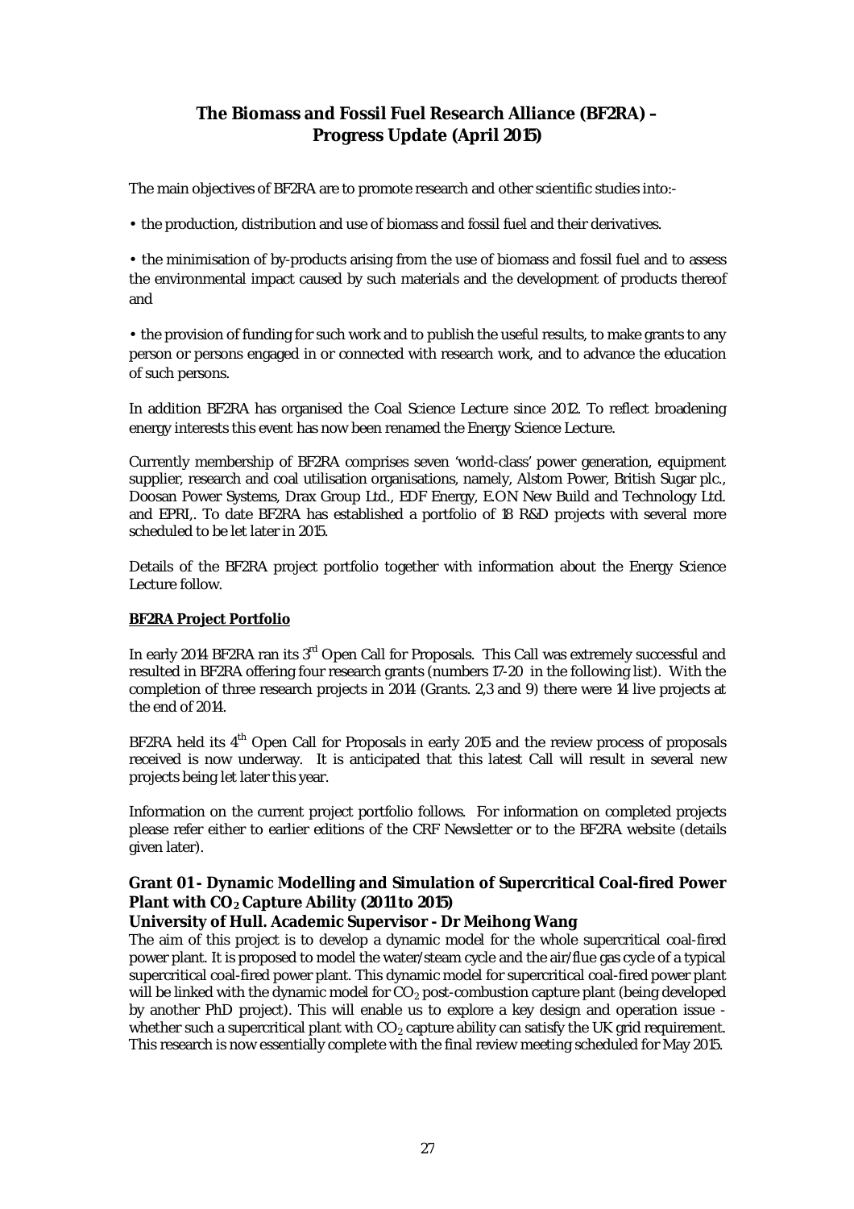# The Biomass and Fossil Fuel Research Alliance (BF2RA) – Progress Update (April 2015)

The main objectives of BF2RA are to promote research and other scientific studies into:-

• the production, distribution and use of biomass and fossil fuel and their derivatives.

• the minimisation of by-products arising from the use of biomass and fossil fuel and to assess the environmental impact caused by such materials and the development of products thereof and

• the provision of funding for such work and to publish the useful results, to make grants to any person or persons engaged in or connected with research work, and to advance the education of such persons.

In addition BF2RA has organised the Coal Science Lecture since 2012. To reflect broadening energy interests this event has now been renamed the Energy Science Lecture.

Currently membership of BF2RA comprises seven 'world-class' power generation, equipment supplier, research and coal utilisation organisations, namely, Alstom Power, British Sugar plc., Doosan Power Systems, Drax Group Ltd., EDF Energy, E.ON New Build and Technology Ltd. and EPRI,. To date BF2RA has established a portfolio of 18 R&D projects with several more scheduled to be let later in 2015.

Details of the BF2RA project portfolio together with information about the Energy Science Lecture follow.

## BF2RA Project Portfolio

In early 2014 BF2RA ran its 3rd Open Call for Proposals. This Call was extremely successful and resulted in BF2RA offering four research grants (numbers 17-20 in the following list). With the completion of three research projects in 2014 (Grants. 2,3 and 9) there were 14 live projects at the end of 2014.

BF2RA held its 4th Open Call for Proposals in early 2015 and the review process of proposals received is now underway. It is anticipated that this latest Call will result in several new projects being let later this year.

Information on the current project portfolio follows. For information on completed projects please refer either to earlier editions of the CRF Newsletter or to the BF2RA website (details given later).

### Grant 01 - Dynamic Modelling and Simulation of Supercritical Coal-fired Power Plant with $CO_2$ Capture Ability (2011 to 2015)

**University of Hull. Academic Supervisor - Dr Meihong Wang**

The aim of this project is to develop a dynamic model for the whole supercritical coal-fired power plant. It is proposed to model the water/steam cycle and the air/flue gas cycle of a typical supercritical coal-fired power plant. This dynamic model for supercritical coal-fired power plant will be linked with the dynamic model for $CO_2$ post-combustion capture plant (being developed by another PhD project). This will enable us to explore a key design and operation issue - whether such a supercritical plant with $CO_2$ capture ability can satisfy the UK grid requirement. This research is now essentially complete with the final review meeting scheduled for May 2015.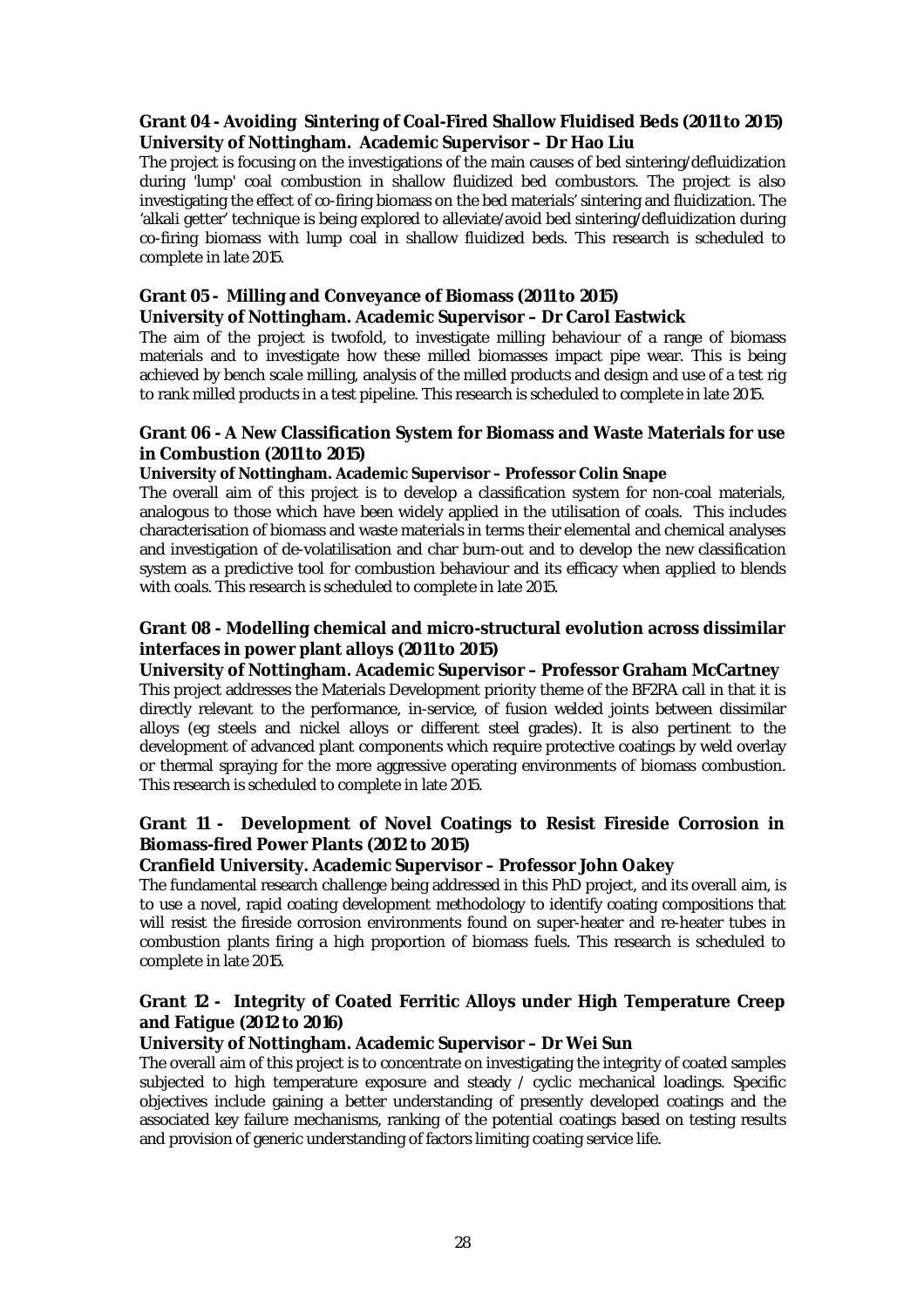**Grant 04 - Avoiding Sintering of Coal-Fired Shallow Fluidised Beds (2011 to 2015)**
**University of Nottingham. Academic Supervisor – Dr Hao Liu**

The project is focusing on the investigations of the main causes of bed sintering/defluidization during 'lump' coal combustion in shallow fluidized bed combustors. The project is also investigating the effect of co-firing biomass on the bed materials' sintering and fluidization. The 'alkali getter' technique is being explored to alleviate/avoid bed sintering/defluidization during co-firing biomass with lump coal in shallow fluidized beds. This research is scheduled to complete in late 2015.

**Grant 05 - Milling and Conveyance of Biomass (2011 to 2015)**
**University of Nottingham. Academic Supervisor – Dr Carol Eastwick**

The aim of the project is twofold, to investigate milling behaviour of a range of biomass materials and to investigate how these milled biomasses impact pipe wear. This is being achieved by bench scale milling, analysis of the milled products and design and use of a test rig to rank milled products in a test pipeline. This research is scheduled to complete in late 2015.

**Grant 06 - A New Classification System for Biomass and Waste Materials for use in Combustion (2011 to 2015)**
**University of Nottingham. Academic Supervisor – Professor Colin Snape**

The overall aim of this project is to develop a classification system for non-coal materials, analogous to those which have been widely applied in the utilisation of coals. This includes characterisation of biomass and waste materials in terms their elemental and chemical analyses and investigation of de-volatilisation and char burn-out and to develop the new classification system as a predictive tool for combustion behaviour and its efficacy when applied to blends with coals. This research is scheduled to complete in late 2015.

**Grant 08 - Modelling chemical and micro-structural evolution across dissimilar interfaces in power plant alloys (2011 to 2015)**
**University of Nottingham. Academic Supervisor – Professor Graham McCartney**

This project addresses the Materials Development priority theme of the BF2RA call in that it is directly relevant to the performance, in-service, of fusion welded joints between dissimilar alloys (eg steels and nickel alloys or different steel grades). It is also pertinent to the development of advanced plant components which require protective coatings by weld overlay or thermal spraying for the more aggressive operating environments of biomass combustion. This research is scheduled to complete in late 2015.

**Grant 11 - Development of Novel Coatings to Resist Fireside Corrosion in Biomass-fired Power Plants (2012 to 2015)**
**Cranfield University. Academic Supervisor – Professor John Oakey**

The fundamental research challenge being addressed in this PhD project, and its overall aim, is to use a novel, rapid coating development methodology to identify coating compositions that will resist the fireside corrosion environments found on super-heater and re-heater tubes in combustion plants firing a high proportion of biomass fuels. This research is scheduled to complete in late 2015.

**Grant 12 - Integrity of Coated Ferritic Alloys under High Temperature Creep and Fatigue (2012 to 2016)**
**University of Nottingham. Academic Supervisor – Dr Wei Sun**

The overall aim of this project is to concentrate on investigating the integrity of coated samples subjected to high temperature exposure and steady / cyclic mechanical loadings. Specific objectives include gaining a better understanding of presently developed coatings and the associated key failure mechanisms, ranking of the potential coatings based on testing results and provision of generic understanding of factors limiting coating service life.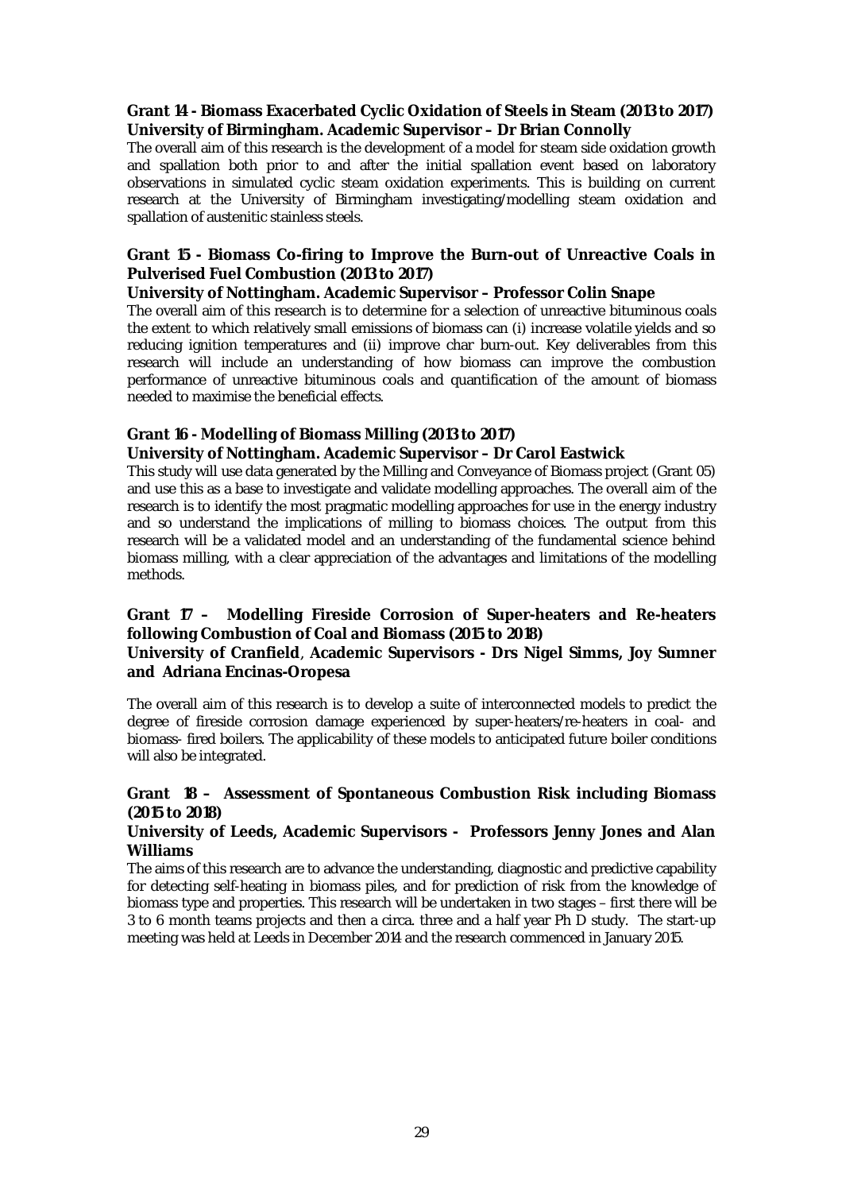**Grant 14 - Biomass Exacerbated Cyclic Oxidation of Steels in Steam (2013 to 2017)**
**University of Birmingham. Academic Supervisor – Dr Brian Connolly**

The overall aim of this research is the development of a model for steam side oxidation growth and spallation both prior to and after the initial spallation event based on laboratory observations in simulated cyclic steam oxidation experiments. This is building on current research at the University of Birmingham investigating/modelling steam oxidation and spallation of austenitic stainless steels.

**Grant 15 - Biomass Co-firing to Improve the Burn-out of Unreactive Coals in Pulverised Fuel Combustion (2013 to 2017)**
**University of Nottingham. Academic Supervisor – Professor Colin Snape**

The overall aim of this research is to determine for a selection of unreactive bituminous coals the extent to which relatively small emissions of biomass can (i) increase volatile yields and so reducing ignition temperatures and (ii) improve char burn-out. Key deliverables from this research will include an understanding of how biomass can improve the combustion performance of unreactive bituminous coals and quantification of the amount of biomass needed to maximise the beneficial effects.

**Grant 16 - Modelling of Biomass Milling (2013 to 2017)**
**University of Nottingham. Academic Supervisor – Dr Carol Eastwick**

This study will use data generated by the Milling and Conveyance of Biomass project (Grant 05) and use this as a base to investigate and validate modelling approaches. The overall aim of the research is to identify the most pragmatic modelling approaches for use in the energy industry and so understand the implications of milling to biomass choices. The output from this research will be a validated model and an understanding of the fundamental science behind biomass milling, with a clear appreciation of the advantages and limitations of the modelling methods.

**Grant 17 – Modelling Fireside Corrosion of Super-heaters and Re-heaters following Combustion of Coal and Biomass (2015 to 2018)**
**University of Cranfield, Academic Supervisors - Drs Nigel Simms, Joy Sumner and Adriana Encinas-Oropesa**

The overall aim of this research is to develop a suite of interconnected models to predict the degree of fireside corrosion damage experienced by super-heaters/re-heaters in coal- and biomass- fired boilers. The applicability of these models to anticipated future boiler conditions will also be integrated.

**Grant 18 – Assessment of Spontaneous Combustion Risk including Biomass (2015 to 2018)**
**University of Leeds, Academic Supervisors - Professors Jenny Jones and Alan Williams**

The aims of this research are to advance the understanding, diagnostic and predictive capability for detecting self-heating in biomass piles, and for prediction of risk from the knowledge of biomass type and properties. This research will be undertaken in two stages – first there will be 3 to 6 month teams projects and then a circa. three and a half year Ph D study. The start-up meeting was held at Leeds in December 2014 and the research commenced in January 2015.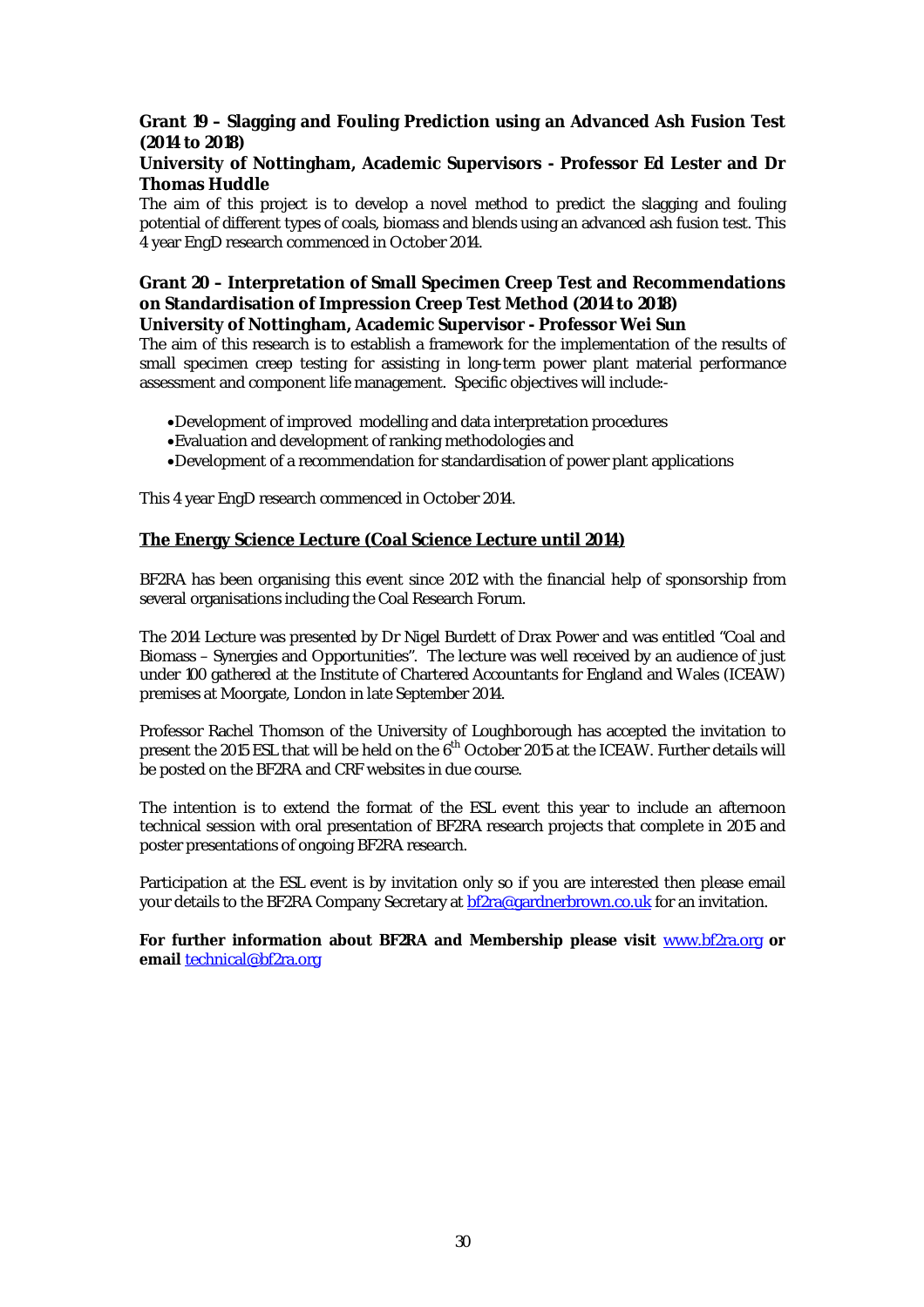**Grant 19 – Slagging and Fouling Prediction using an Advanced Ash Fusion Test (2014 to 2018)**

**University of Nottingham, Academic Supervisors - Professor Ed Lester and Dr Thomas Huddle**

The aim of this project is to develop a novel method to predict the slagging and fouling potential of different types of coals, biomass and blends using an advanced ash fusion test. This 4 year EngD research commenced in October 2014.

**Grant 20 – Interpretation of Small Specimen Creep Test and Recommendations on Standardisation of Impression Creep Test Method (2014 to 2018)**

**University of Nottingham, Academic Supervisor - Professor Wei Sun**

The aim of this research is to establish a framework for the implementation of the results of small specimen creep testing for assisting in long-term power plant material performance assessment and component life management. Specific objectives will include:-

- Development of improved modelling and data interpretation procedures
- Evaluation and development of ranking methodologies and
- Development of a recommendation for standardisation of power plant applications

This 4 year EngD research commenced in October 2014.

**<u>The Energy Science Lecture (Coal Science Lecture until 2014)</u>**

BF2RA has been organising this event since 2012 with the financial help of sponsorship from several organisations including the Coal Research Forum.

The 2014 Lecture was presented by Dr Nigel Burdett of Drax Power and was entitled "Coal and Biomass – Synergies and Opportunities". The lecture was well received by an audience of just under 100 gathered at the Institute of Chartered Accountants for England and Wales (ICEAW) premises at Moorgate, London in late September 2014.

Professor Rachel Thomson of the University of Loughborough has accepted the invitation to present the 2015 ESL that will be held on the 6th October 2015 at the ICEAW. Further details will be posted on the BF2RA and CRF websites in due course.

The intention is to extend the format of the ESL event this year to include an afternoon technical session with oral presentation of BF2RA research projects that complete in 2015 and poster presentations of ongoing BF2RA research.

Participation at the ESL event is by invitation only so if you are interested then please email your details to the BF2RA Company Secretary at bf2ra@gardnerbrown.co.uk for an invitation.

**For further information about BF2RA and Membership please visit** www.bf2ra.org **or email** technical@bf2ra.org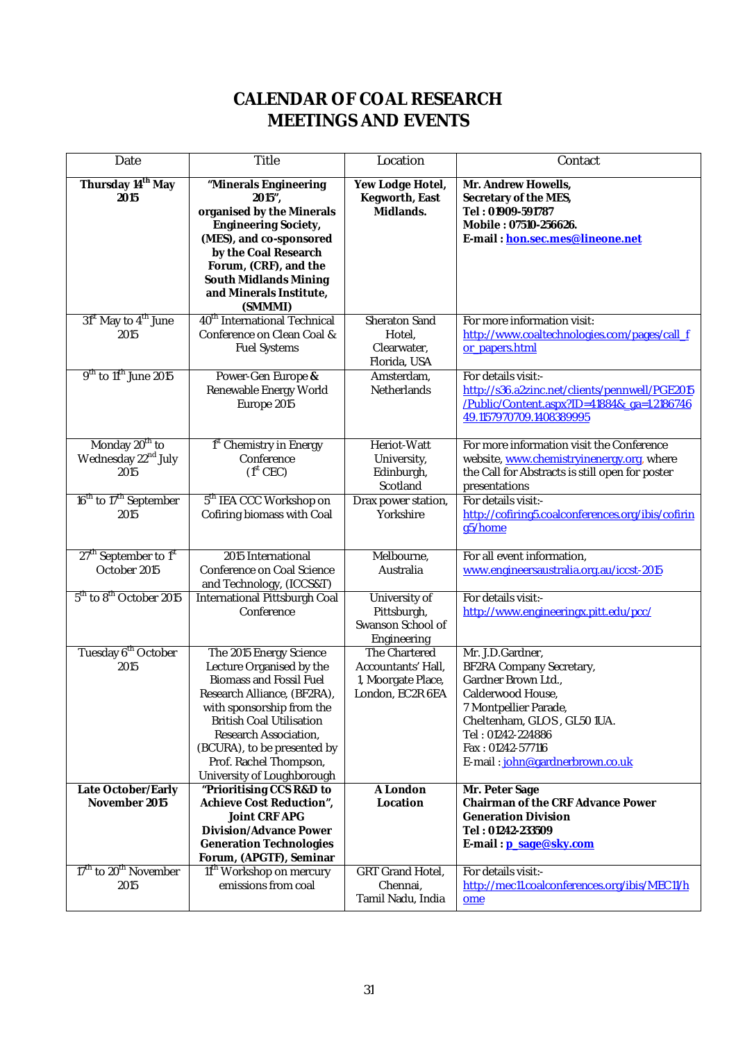# CALENDAR OF COAL RESEARCH MEETINGS AND EVENTS

| Date | Title | Location | Contact |
|---|---|---|---|
| **Thursday 14th May 2015** | **"Minerals Engineering 2015", organised by the Minerals Engineering Society, (MES), and co-sponsored by the Coal Research Forum, (CRF), and the South Midlands Mining and Minerals Institute, (SMMMI)** | **Yew Lodge Hotel, Kegworth, East Midlands.** | **Mr. Andrew Howells, Secretary of the MES, Tel : 01909-591787 Mobile : 07510-256626. E-mail : hon.sec.mes@lineone.net** |
| 31st May to 4th June 2015 | 40th International Technical Conference on Clean Coal & Fuel Systems | Sheraton Sand Hotel, Clearwater, Florida, USA | For more information visit: http://www.coaltechnologies.com/pages/call_for_papers.html |
| 9th to 11th June 2015 | Power-Gen Europe & Renewable Energy World Europe 2015 | Amsterdam, Netherlands | For details visit:- http://s36.a2zinc.net/clients/pennwell/PGE2015/Public/Content.aspx?ID=41884&_ga=1.218674649.1157970709.1408389995 |
| Monday 20th to Wednesday 22nd July 2015 | 1st Chemistry in Energy Conference (1st CEC) | Heriot-Watt University, Edinburgh, Scotland | For more information visit the Conference website, www.chemistryinenergy.org, where the Call for Abstracts is still open for poster presentations |
| 16th to 17th September 2015 | 5th IEA CCC Workshop on Cofiring biomass with Coal | Drax power station, Yorkshire | For details visit:- http://cofiring5.coalconferences.org/ibis/cofiring5/home |
| 27th September to 1st October 2015 | 2015 International Conference on Coal Science and Technology, (ICCS&T) | Melbourne, Australia | For all event information, www.engineersaustralia.org.au/iccst-2015 |
| 5th to 8th October 2015 | International Pittsburgh Coal Conference | University of Pittsburgh, Swanson School of Engineering | For details visit:- http://www.engineeringx.pitt.edu/pcc/ |
| Tuesday 6th October 2015 | The 2015 Energy Science Lecture Organised by the Biomass and Fossil Fuel Research Alliance, (BF2RA), with sponsorship from the British Coal Utilisation Research Association, (BCURA), to be presented by Prof. Rachel Thompson, University of Loughborough | The Chartered Accountants' Hall, 1, Moorgate Place, London, EC2R 6EA | Mr. J.D.Gardner, BF2RA Company Secretary, Gardner Brown Ltd., Calderwood House, 7 Montpellier Parade, Cheltenham, GLOS , GL50 1UA. Tel : 01242-224886 Fax : 01242-577116 E-mail : john@gardnerbrown.co.uk |
| **Late October/Early November 2015** | **"Prioritising CCS R&D to Achieve Cost Reduction", Joint CRF APG Division/Advance Power Generation Technologies Forum, (APGTF), Seminar** | **A London Location** | **Mr. Peter Sage Chairman of the CRF Advance Power Generation Division Tel : 01242-233509 E-mail : p_sage@sky.com** |
| 17th to 20th November 2015 | 11th Workshop on mercury emissions from coal | GRT Grand Hotel, Chennai, Tamil Nadu, India | For details visit:- http://mec11.coalconferences.org/ibis/MEC11/home |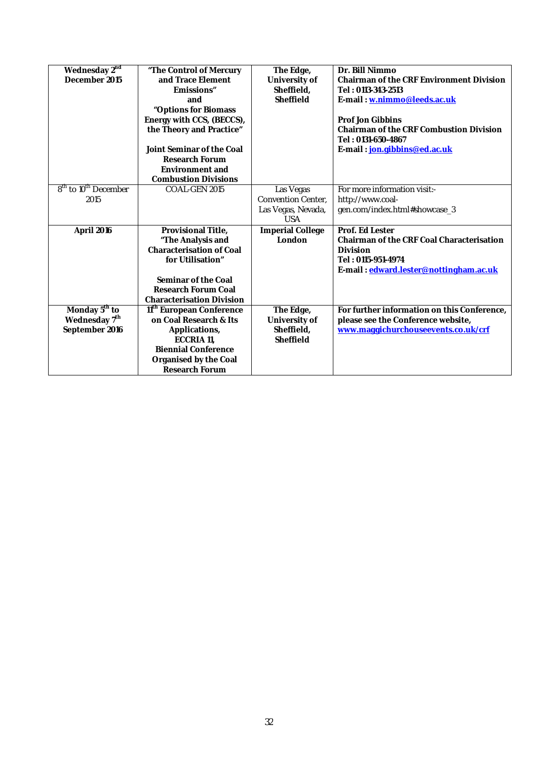| | | | |
|---|---|---|---|
| **Wednesday 2nd December 2015** | **"The Control of Mercury and Trace Element Emissions" and "Options for Biomass Energy with CCS, (BECCS), the Theory and Practice"**<br><br>**Joint Seminar of the Coal Research Forum Environment and Combustion Divisions** | **The Edge, University of Sheffield, Sheffield** | **Dr. Bill Nimmo**<br>**Chairman of the CRF Environment Division**<br>**Tel : 0113-343-2513**<br>**E-mail : w.nimmo@leeds.ac.uk**<br><br>**Prof Jon Gibbins**<br>**Chairman of the CRF Combustion Division**<br>**Tel : 0131-650-4867**<br>**E-mail : jon.gibbins@ed.ac.uk** |
| 8th to 10th December 2015 | COAL-GEN 2015 | Las Vegas Convention Center, Las Vegas, Nevada, USA | For more information visit:- http://www.coal-gen.com/index.html#showcase_3 |
| **April 2016** | **Provisional Title, "The Analysis and Characterisation of Coal for Utilisation"**<br><br>**Seminar of the Coal Research Forum Coal Characterisation Division** | **Imperial College London** | **Prof. Ed Lester**<br>**Chairman of the CRF Coal Characterisation Division**<br>**Tel : 0115-951-4974**<br>**E-mail : edward.lester@nottingham.ac.uk** |
| **Monday 5th to Wednesday 7th September 2016** | **11th European Conference on Coal Research & Its Applications, ECCRIA 11, Biennial Conference Organised by the Coal Research Forum** | **The Edge, University of Sheffield, Sheffield** | **For further information on this Conference, please see the Conference website, www.maggichurchouseevents.co.uk/crf** |